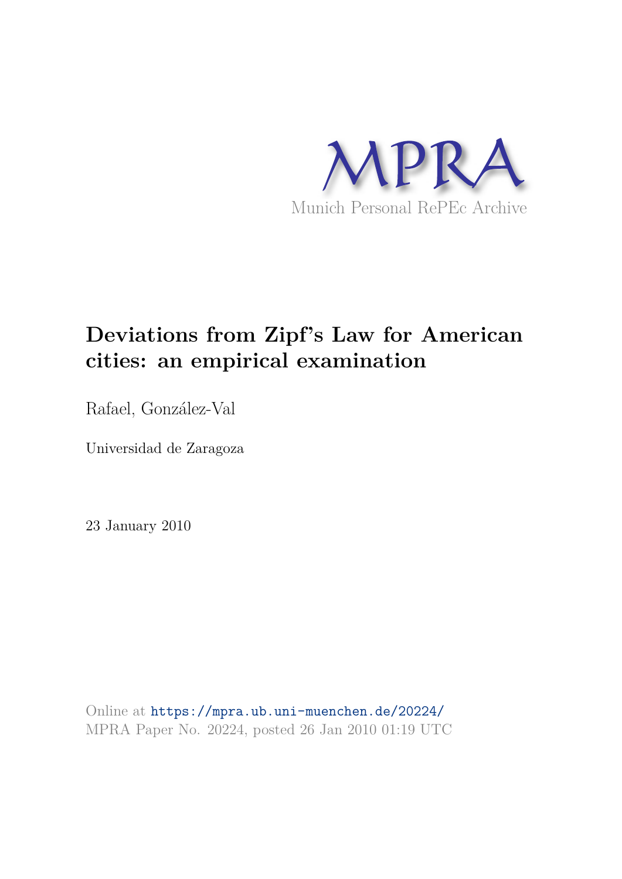MPRA

Munich Personal RePEc Archive

# Deviations from Zipf's Law for American cities: an empirical examination

Rafael, González-Val

Universidad de Zaragoza

23 January 2010

Online at https://mpra.ub.uni-muenchen.de/20224/
MPRA Paper No. 20224, posted 26 Jan 2010 01:19 UTC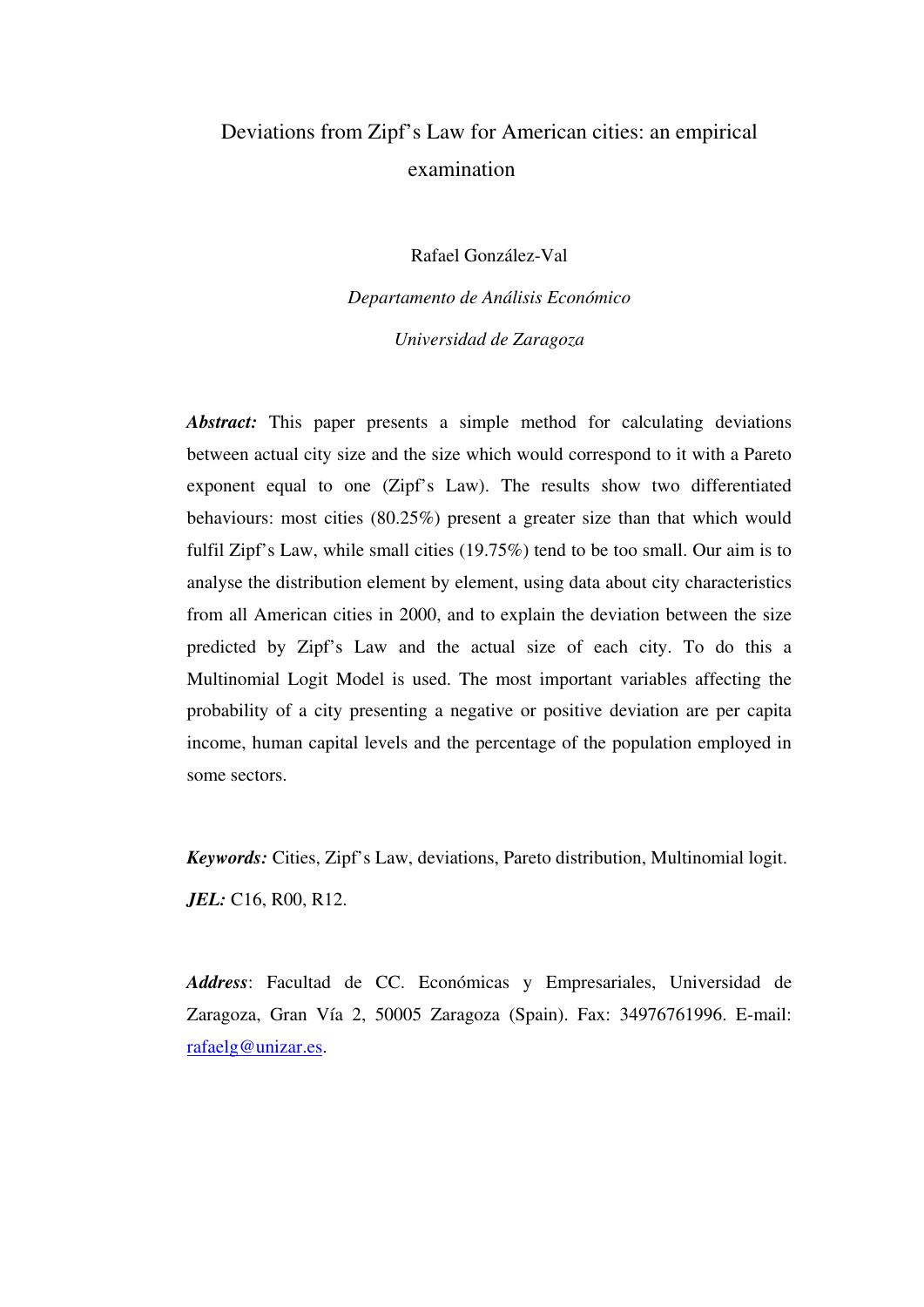# Deviations from Zipf's Law for American cities: an empirical examination

Rafael González-Val

*Departamento de Análisis Económico*

*Universidad de Zaragoza*

***Abstract:*** This paper presents a simple method for calculating deviations between actual city size and the size which would correspond to it with a Pareto exponent equal to one (Zipf's Law). The results show two differentiated behaviours: most cities (80.25%) present a greater size than that which would fulfil Zipf's Law, while small cities (19.75%) tend to be too small. Our aim is to analyse the distribution element by element, using data about city characteristics from all American cities in 2000, and to explain the deviation between the size predicted by Zipf's Law and the actual size of each city. To do this a Multinomial Logit Model is used. The most important variables affecting the probability of a city presenting a negative or positive deviation are per capita income, human capital levels and the percentage of the population employed in some sectors.

***Keywords:*** Cities, Zipf's Law, deviations, Pareto distribution, Multinomial logit.

***JEL:*** C16, R00, R12.

***Address***: Facultad de CC. Económicas y Empresariales, Universidad de Zaragoza, Gran Vía 2, 50005 Zaragoza (Spain). Fax: 34976761996. E-mail: rafaelg@unizar.es.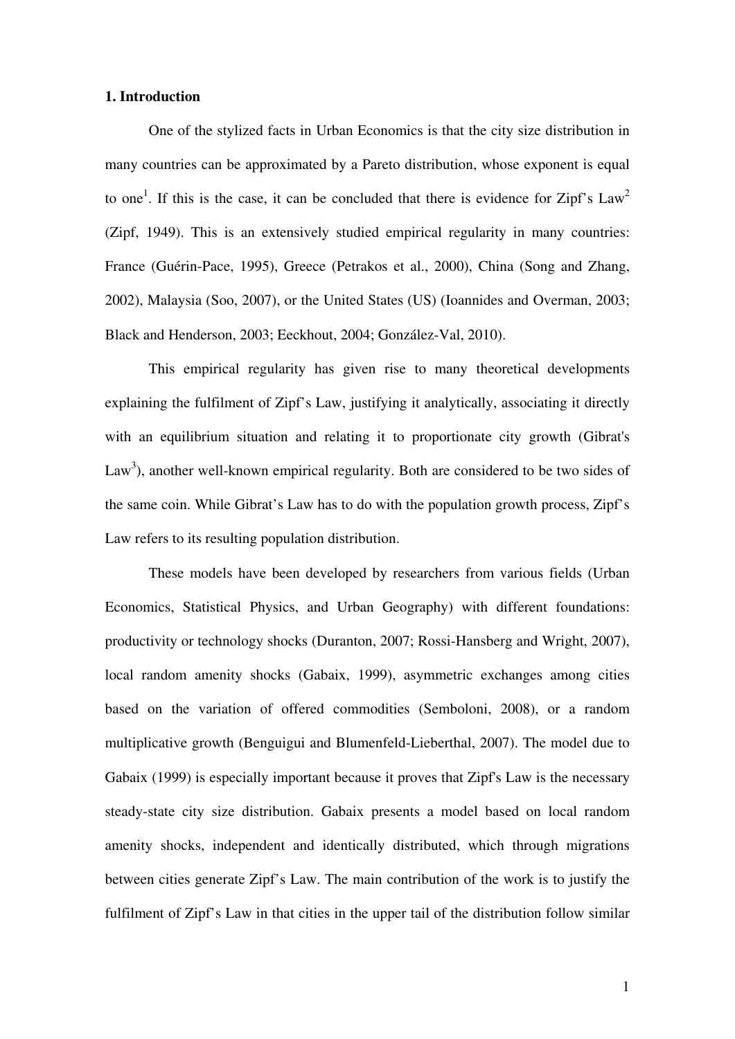## 1. Introduction

One of the stylized facts in Urban Economics is that the city size distribution in many countries can be approximated by a Pareto distribution, whose exponent is equal to one[1]. If this is the case, it can be concluded that there is evidence for Zipf's Law[2] (Zipf, 1949). This is an extensively studied empirical regularity in many countries: France (Guérin-Pace, 1995), Greece (Petrakos et al., 2000), China (Song and Zhang, 2002), Malaysia (Soo, 2007), or the United States (US) (Ioannides and Overman, 2003; Black and Henderson, 2003; Eeckhout, 2004; González-Val, 2010).

This empirical regularity has given rise to many theoretical developments explaining the fulfilment of Zipf's Law, justifying it analytically, associating it directly with an equilibrium situation and relating it to proportionate city growth (Gibrat's Law[3]), another well-known empirical regularity. Both are considered to be two sides of the same coin. While Gibrat's Law has to do with the population growth process, Zipf's Law refers to its resulting population distribution.

These models have been developed by researchers from various fields (Urban Economics, Statistical Physics, and Urban Geography) with different foundations: productivity or technology shocks (Duranton, 2007; Rossi-Hansberg and Wright, 2007), local random amenity shocks (Gabaix, 1999), asymmetric exchanges among cities based on the variation of offered commodities (Semboloni, 2008), or a random multiplicative growth (Benguigui and Blumenfeld-Lieberthal, 2007). The model due to Gabaix (1999) is especially important because it proves that Zipf's Law is the necessary steady-state city size distribution. Gabaix presents a model based on local random amenity shocks, independent and identically distributed, which through migrations between cities generate Zipf's Law. The main contribution of the work is to justify the fulfilment of Zipf's Law in that cities in the upper tail of the distribution follow similar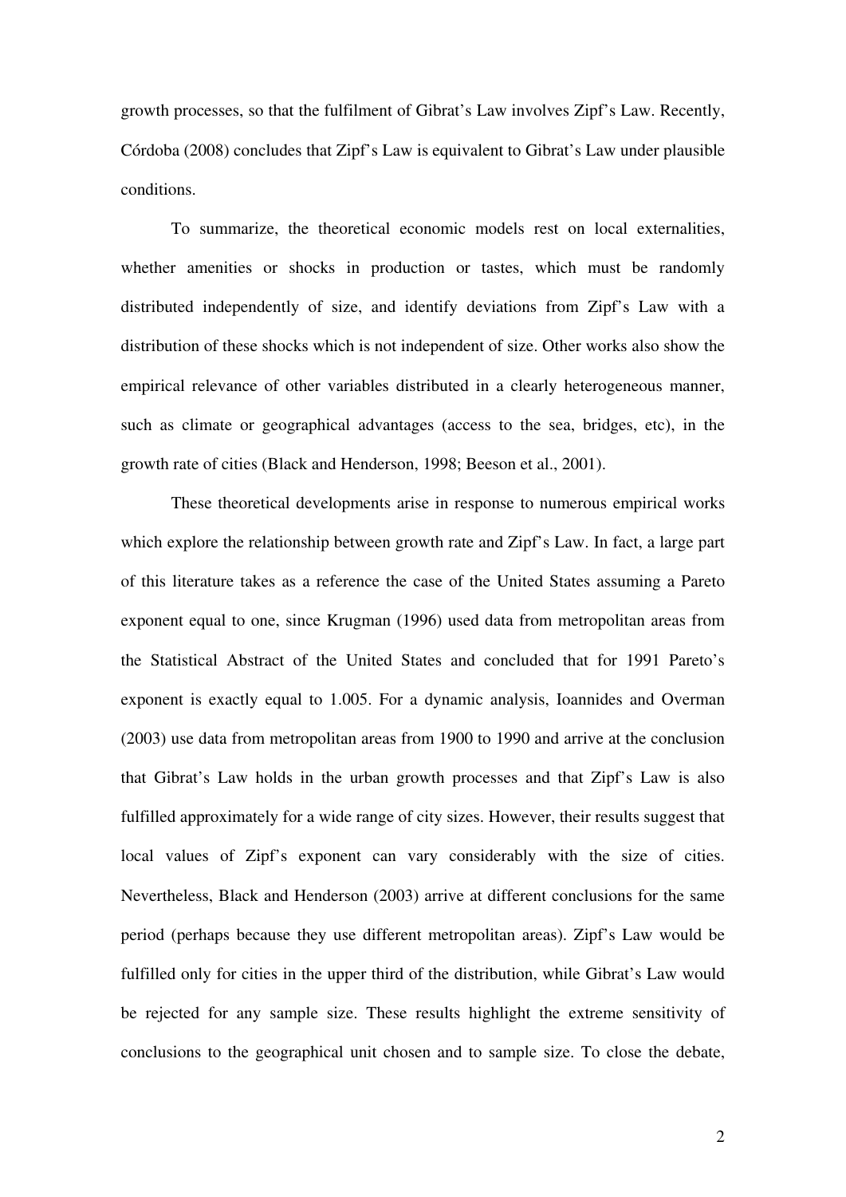growth processes, so that the fulfilment of Gibrat's Law involves Zipf's Law. Recently, Córdoba (2008) concludes that Zipf's Law is equivalent to Gibrat's Law under plausible conditions.

To summarize, the theoretical economic models rest on local externalities, whether amenities or shocks in production or tastes, which must be randomly distributed independently of size, and identify deviations from Zipf's Law with a distribution of these shocks which is not independent of size. Other works also show the empirical relevance of other variables distributed in a clearly heterogeneous manner, such as climate or geographical advantages (access to the sea, bridges, etc), in the growth rate of cities (Black and Henderson, 1998; Beeson et al., 2001).

These theoretical developments arise in response to numerous empirical works which explore the relationship between growth rate and Zipf's Law. In fact, a large part of this literature takes as a reference the case of the United States assuming a Pareto exponent equal to one, since Krugman (1996) used data from metropolitan areas from the Statistical Abstract of the United States and concluded that for 1991 Pareto's exponent is exactly equal to 1.005. For a dynamic analysis, Ioannides and Overman (2003) use data from metropolitan areas from 1900 to 1990 and arrive at the conclusion that Gibrat's Law holds in the urban growth processes and that Zipf's Law is also fulfilled approximately for a wide range of city sizes. However, their results suggest that local values of Zipf's exponent can vary considerably with the size of cities. Nevertheless, Black and Henderson (2003) arrive at different conclusions for the same period (perhaps because they use different metropolitan areas). Zipf's Law would be fulfilled only for cities in the upper third of the distribution, while Gibrat's Law would be rejected for any sample size. These results highlight the extreme sensitivity of conclusions to the geographical unit chosen and to sample size. To close the debate,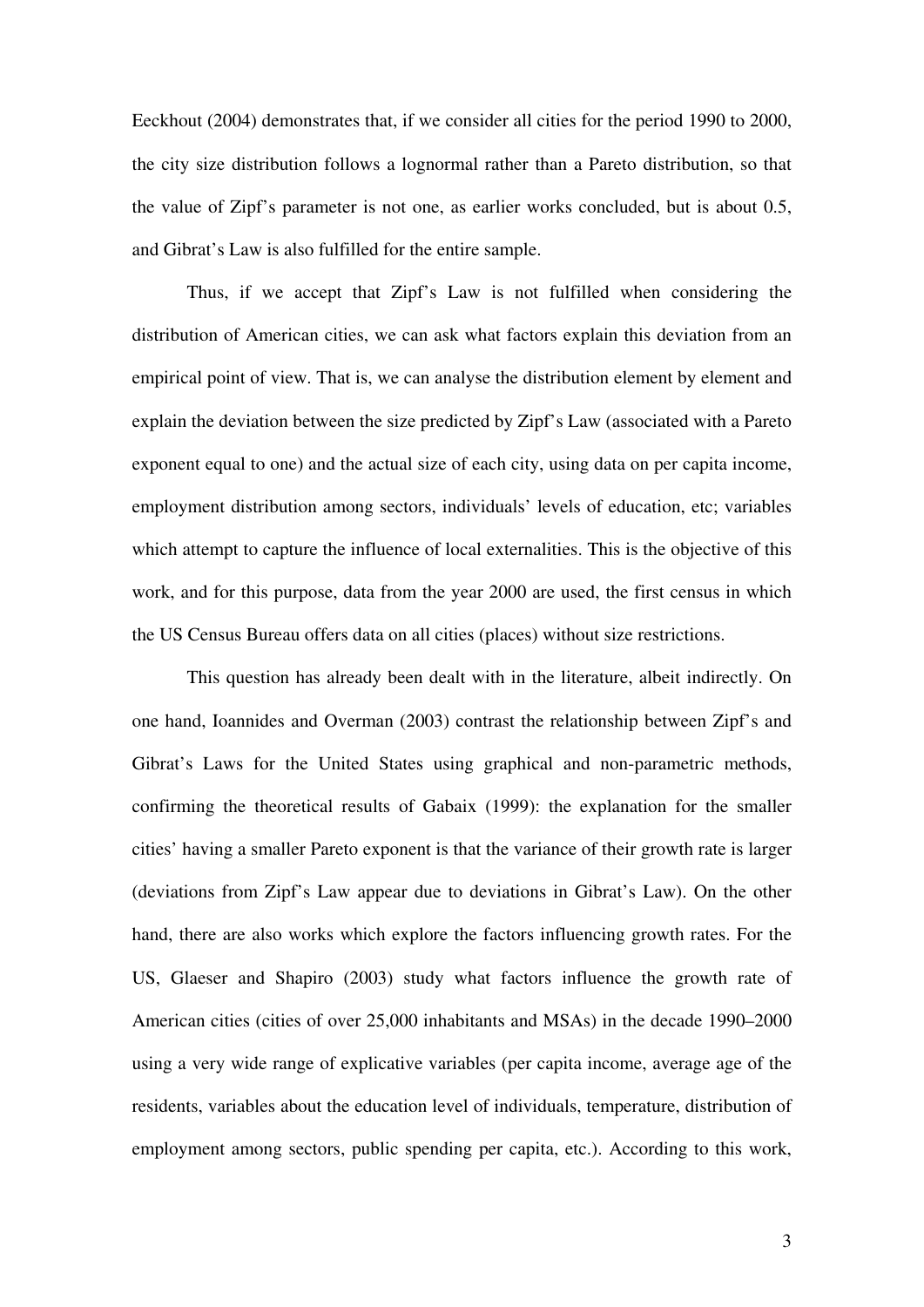Eeckhout (2004) demonstrates that, if we consider all cities for the period 1990 to 2000, the city size distribution follows a lognormal rather than a Pareto distribution, so that the value of Zipf's parameter is not one, as earlier works concluded, but is about 0.5, and Gibrat's Law is also fulfilled for the entire sample.

Thus, if we accept that Zipf's Law is not fulfilled when considering the distribution of American cities, we can ask what factors explain this deviation from an empirical point of view. That is, we can analyse the distribution element by element and explain the deviation between the size predicted by Zipf's Law (associated with a Pareto exponent equal to one) and the actual size of each city, using data on per capita income, employment distribution among sectors, individuals' levels of education, etc; variables which attempt to capture the influence of local externalities. This is the objective of this work, and for this purpose, data from the year 2000 are used, the first census in which the US Census Bureau offers data on all cities (places) without size restrictions.

This question has already been dealt with in the literature, albeit indirectly. On one hand, Ioannides and Overman (2003) contrast the relationship between Zipf's and Gibrat's Laws for the United States using graphical and non-parametric methods, confirming the theoretical results of Gabaix (1999): the explanation for the smaller cities' having a smaller Pareto exponent is that the variance of their growth rate is larger (deviations from Zipf's Law appear due to deviations in Gibrat's Law). On the other hand, there are also works which explore the factors influencing growth rates. For the US, Glaeser and Shapiro (2003) study what factors influence the growth rate of American cities (cities of over 25,000 inhabitants and MSAs) in the decade 1990–2000 using a very wide range of explicative variables (per capita income, average age of the residents, variables about the education level of individuals, temperature, distribution of employment among sectors, public spending per capita, etc.). According to this work,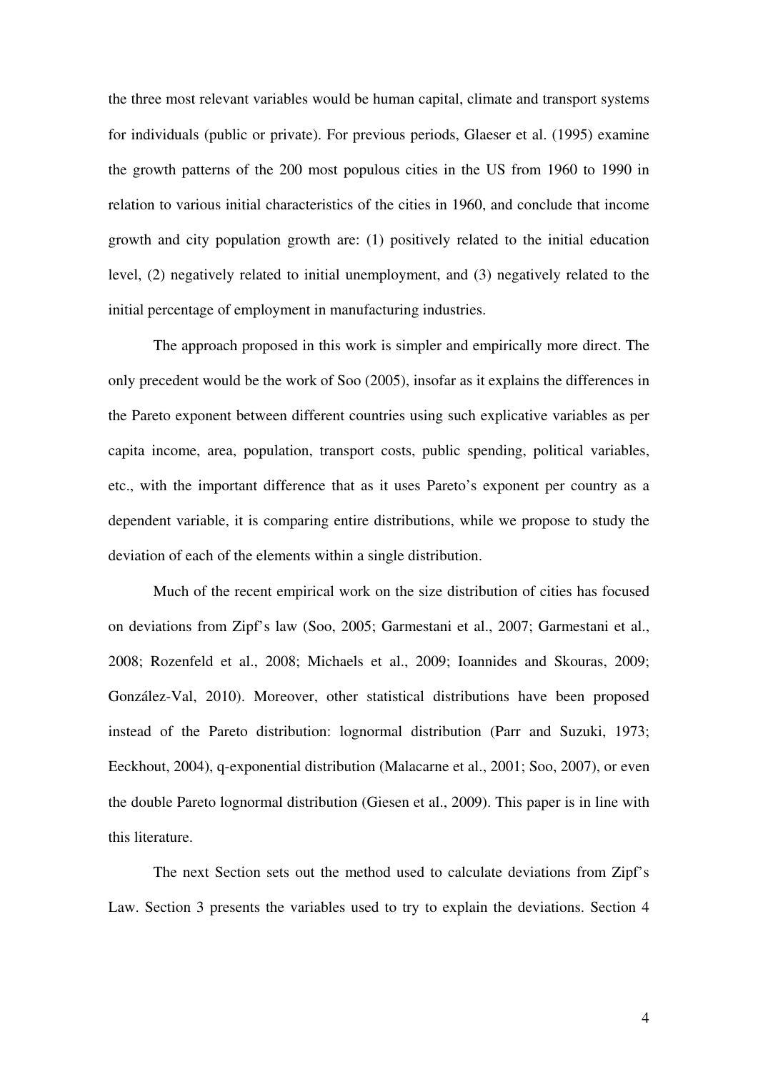the three most relevant variables would be human capital, climate and transport systems for individuals (public or private). For previous periods, Glaeser et al. (1995) examine the growth patterns of the 200 most populous cities in the US from 1960 to 1990 in relation to various initial characteristics of the cities in 1960, and conclude that income growth and city population growth are: (1) positively related to the initial education level, (2) negatively related to initial unemployment, and (3) negatively related to the initial percentage of employment in manufacturing industries.

The approach proposed in this work is simpler and empirically more direct. The only precedent would be the work of Soo (2005), insofar as it explains the differences in the Pareto exponent between different countries using such explicative variables as per capita income, area, population, transport costs, public spending, political variables, etc., with the important difference that as it uses Pareto's exponent per country as a dependent variable, it is comparing entire distributions, while we propose to study the deviation of each of the elements within a single distribution.

Much of the recent empirical work on the size distribution of cities has focused on deviations from Zipf's law (Soo, 2005; Garmestani et al., 2007; Garmestani et al., 2008; Rozenfeld et al., 2008; Michaels et al., 2009; Ioannides and Skouras, 2009; González-Val, 2010). Moreover, other statistical distributions have been proposed instead of the Pareto distribution: lognormal distribution (Parr and Suzuki, 1973; Eeckhout, 2004), q-exponential distribution (Malacarne et al., 2001; Soo, 2007), or even the double Pareto lognormal distribution (Giesen et al., 2009). This paper is in line with this literature.

The next Section sets out the method used to calculate deviations from Zipf's Law. Section 3 presents the variables used to try to explain the deviations. Section 4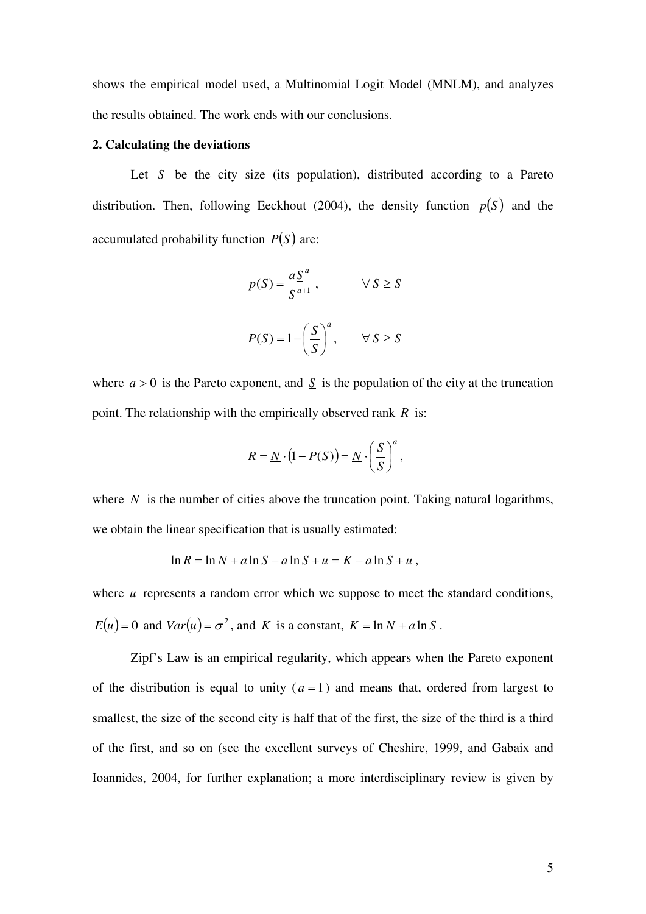shows the empirical model used, a Multinomial Logit Model (MNLM), and analyzes the results obtained. The work ends with our conclusions.

**2. Calculating the deviations**

Let $S$ be the city size (its population), distributed according to a Pareto distribution. Then, following Eeckhout (2004), the density function $p(S)$ and the accumulated probability function $P(S)$ are:

$$p(S) = \frac{a\underline{S}^{a}}{S^{a+1}}, \qquad \forall\, S \geq \underline{S}$$

$$P(S) = 1 - \left(\frac{\underline{S}}{S}\right)^{a}, \qquad \forall\, S \geq \underline{S}$$

where $a > 0$ is the Pareto exponent, and $\underline{S}$ is the population of the city at the truncation point. The relationship with the empirically observed rank $R$ is:

$$R = \underline{N} \cdot \left(1 - P(S)\right) = \underline{N} \cdot \left(\frac{\underline{S}}{S}\right)^{a},$$

where $\underline{N}$ is the number of cities above the truncation point. Taking natural logarithms, we obtain the linear specification that is usually estimated:

$$\ln R = \ln \underline{N} + a \ln \underline{S} - a \ln S + u = K - a \ln S + u,$$

where $u$ represents a random error which we suppose to meet the standard conditions, $E(u) = 0$ and $Var(u) = \sigma^{2}$, and $K$ is a constant, $K = \ln \underline{N} + a \ln \underline{S}$.

Zipf's Law is an empirical regularity, which appears when the Pareto exponent of the distribution is equal to unity ($a = 1$) and means that, ordered from largest to smallest, the size of the second city is half that of the first, the size of the third is a third of the first, and so on (see the excellent surveys of Cheshire, 1999, and Gabaix and Ioannides, 2004, for further explanation; a more interdisciplinary review is given by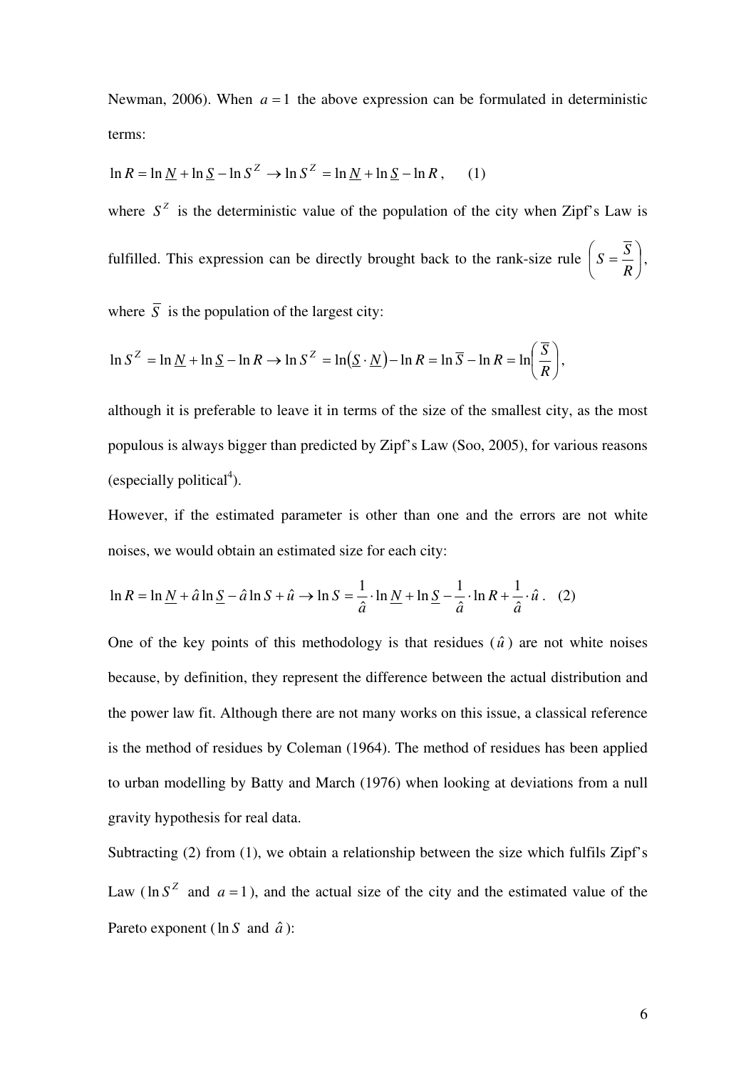Newman, 2006). When $a = 1$ the above expression can be formulated in deterministic terms:

$$\ln R = \ln \underline{N} + \ln \underline{S} - \ln S^Z \rightarrow \ln S^Z = \ln \underline{N} + \ln \underline{S} - \ln R \,, \qquad (1)$$

where $S^Z$ is the deterministic value of the population of the city when Zipf's Law is fulfilled. This expression can be directly brought back to the rank-size rule $\left( S = \frac{\overline{S}}{R} \right)$, where $\overline{S}$ is the population of the largest city:

$$\ln S^Z = \ln \underline{N} + \ln \underline{S} - \ln R \rightarrow \ln S^Z = \ln\left(\underline{S} \cdot \underline{N}\right) - \ln R = \ln \overline{S} - \ln R = \ln\left(\frac{\overline{S}}{R}\right),$$

although it is preferable to leave it in terms of the size of the smallest city, as the most populous is always bigger than predicted by Zipf's Law (Soo, 2005), for various reasons (especially political[4]).

However, if the estimated parameter is other than one and the errors are not white noises, we would obtain an estimated size for each city:

$$\ln R = \ln \underline{N} + \hat{a} \ln \underline{S} - \hat{a} \ln S + \hat{u} \rightarrow \ln S = \frac{1}{\hat{a}} \cdot \ln \underline{N} + \ln \underline{S} - \frac{1}{\hat{a}} \cdot \ln R + \frac{1}{\hat{a}} \cdot \hat{u} \,. \quad (2)$$

One of the key points of this methodology is that residues ($\hat{u}$) are not white noises because, by definition, they represent the difference between the actual distribution and the power law fit. Although there are not many works on this issue, a classical reference is the method of residues by Coleman (1964). The method of residues has been applied to urban modelling by Batty and March (1976) when looking at deviations from a null gravity hypothesis for real data.

Subtracting (2) from (1), we obtain a relationship between the size which fulfils Zipf's Law ($\ln S^Z$ and $a = 1$), and the actual size of the city and the estimated value of the Pareto exponent ($\ln S$ and $\hat{a}$):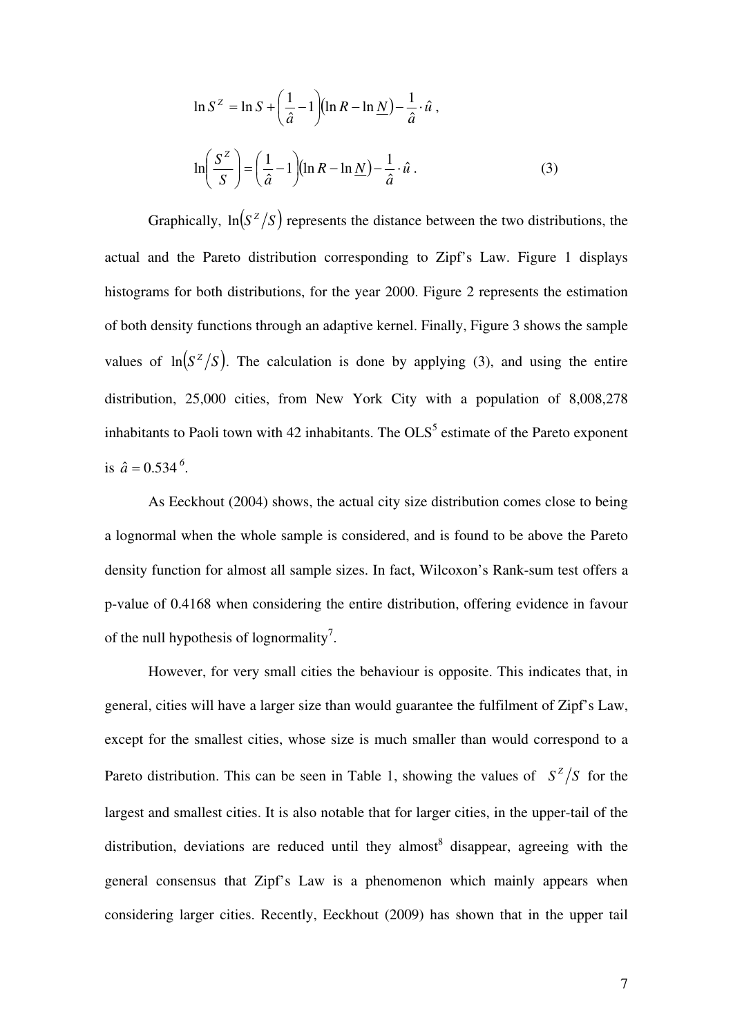$$\ln S^Z = \ln S + \left(\frac{1}{\hat{a}} - 1\right)\left(\ln R - \ln \underline{N}\right) - \frac{1}{\hat{a}} \cdot \hat{u} \ ,$$

$$\ln\left(\frac{S^Z}{S}\right) = \left(\frac{1}{\hat{a}} - 1\right)\left(\ln R - \ln \underline{N}\right) - \frac{1}{\hat{a}} \cdot \hat{u} \ . \qquad (3)$$

Graphically, $\ln\left(S^Z/S\right)$ represents the distance between the two distributions, the actual and the Pareto distribution corresponding to Zipf's Law. Figure 1 displays histograms for both distributions, for the year 2000. Figure 2 represents the estimation of both density functions through an adaptive kernel. Finally, Figure 3 shows the sample values of $\ln\left(S^Z/S\right)$. The calculation is done by applying (3), and using the entire distribution, 25,000 cities, from New York City with a population of 8,008,278 inhabitants to Paoli town with 42 inhabitants. The OLS[5] estimate of the Pareto exponent is $\hat{a} = 0.534$[6].

As Eeckhout (2004) shows, the actual city size distribution comes close to being a lognormal when the whole sample is considered, and is found to be above the Pareto density function for almost all sample sizes. In fact, Wilcoxon's Rank-sum test offers a p-value of 0.4168 when considering the entire distribution, offering evidence in favour of the null hypothesis of lognormality[7].

However, for very small cities the behaviour is opposite. This indicates that, in general, cities will have a larger size than would guarantee the fulfilment of Zipf's Law, except for the smallest cities, whose size is much smaller than would correspond to a Pareto distribution. This can be seen in Table 1, showing the values of $S^Z/S$ for the largest and smallest cities. It is also notable that for larger cities, in the upper-tail of the distribution, deviations are reduced until they almost[8] disappear, agreeing with the general consensus that Zipf's Law is a phenomenon which mainly appears when considering larger cities. Recently, Eeckhout (2009) has shown that in the upper tail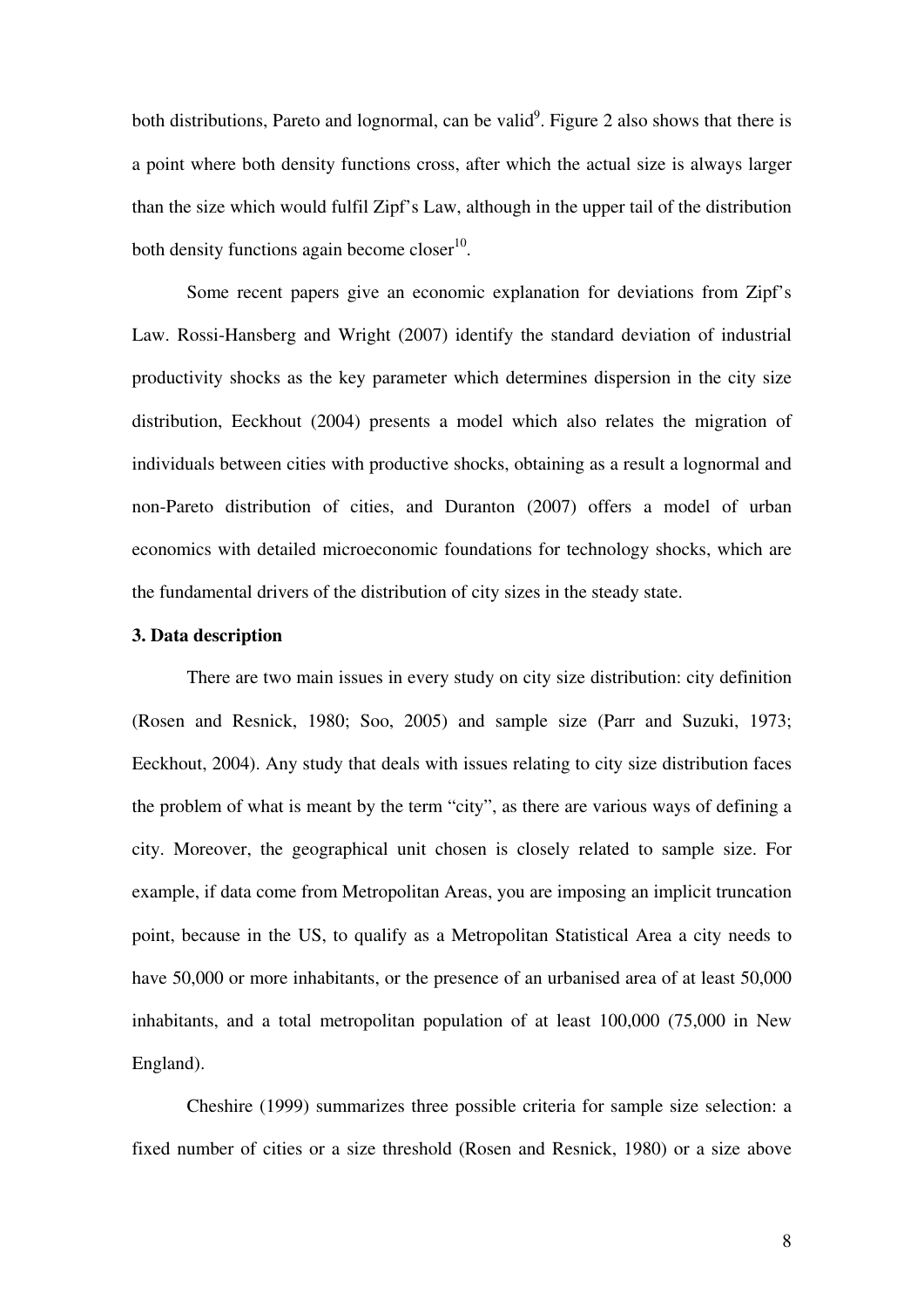both distributions, Pareto and lognormal, can be valid[9]. Figure 2 also shows that there is a point where both density functions cross, after which the actual size is always larger than the size which would fulfil Zipf's Law, although in the upper tail of the distribution both density functions again become closer[10].

Some recent papers give an economic explanation for deviations from Zipf's Law. Rossi-Hansberg and Wright (2007) identify the standard deviation of industrial productivity shocks as the key parameter which determines dispersion in the city size distribution, Eeckhout (2004) presents a model which also relates the migration of individuals between cities with productive shocks, obtaining as a result a lognormal and non-Pareto distribution of cities, and Duranton (2007) offers a model of urban economics with detailed microeconomic foundations for technology shocks, which are the fundamental drivers of the distribution of city sizes in the steady state.

### 3. Data description

There are two main issues in every study on city size distribution: city definition (Rosen and Resnick, 1980; Soo, 2005) and sample size (Parr and Suzuki, 1973; Eeckhout, 2004). Any study that deals with issues relating to city size distribution faces the problem of what is meant by the term "city", as there are various ways of defining a city. Moreover, the geographical unit chosen is closely related to sample size. For example, if data come from Metropolitan Areas, you are imposing an implicit truncation point, because in the US, to qualify as a Metropolitan Statistical Area a city needs to have 50,000 or more inhabitants, or the presence of an urbanised area of at least 50,000 inhabitants, and a total metropolitan population of at least 100,000 (75,000 in New England).

Cheshire (1999) summarizes three possible criteria for sample size selection: a fixed number of cities or a size threshold (Rosen and Resnick, 1980) or a size above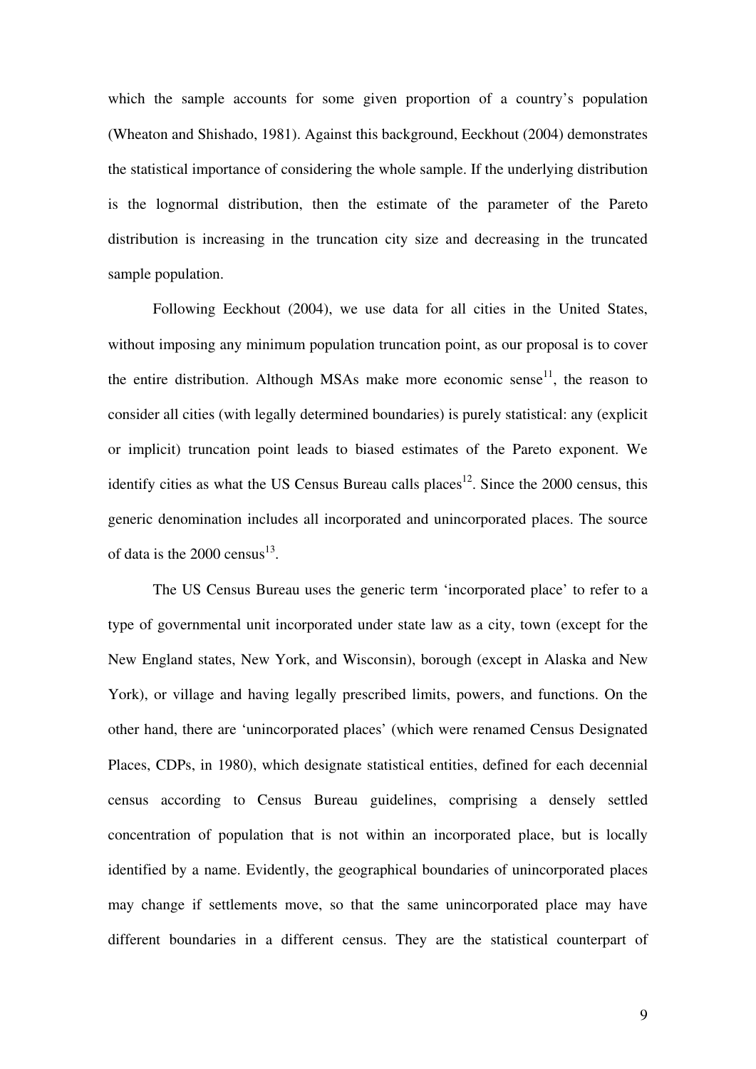which the sample accounts for some given proportion of a country's population (Wheaton and Shishado, 1981). Against this background, Eeckhout (2004) demonstrates the statistical importance of considering the whole sample. If the underlying distribution is the lognormal distribution, then the estimate of the parameter of the Pareto distribution is increasing in the truncation city size and decreasing in the truncated sample population.

Following Eeckhout (2004), we use data for all cities in the United States, without imposing any minimum population truncation point, as our proposal is to cover the entire distribution. Although MSAs make more economic sense[11], the reason to consider all cities (with legally determined boundaries) is purely statistical: any (explicit or implicit) truncation point leads to biased estimates of the Pareto exponent. We identify cities as what the US Census Bureau calls places[12]. Since the 2000 census, this generic denomination includes all incorporated and unincorporated places. The source of data is the 2000 census[13].

The US Census Bureau uses the generic term 'incorporated place' to refer to a type of governmental unit incorporated under state law as a city, town (except for the New England states, New York, and Wisconsin), borough (except in Alaska and New York), or village and having legally prescribed limits, powers, and functions. On the other hand, there are 'unincorporated places' (which were renamed Census Designated Places, CDPs, in 1980), which designate statistical entities, defined for each decennial census according to Census Bureau guidelines, comprising a densely settled concentration of population that is not within an incorporated place, but is locally identified by a name. Evidently, the geographical boundaries of unincorporated places may change if settlements move, so that the same unincorporated place may have different boundaries in a different census. They are the statistical counterpart of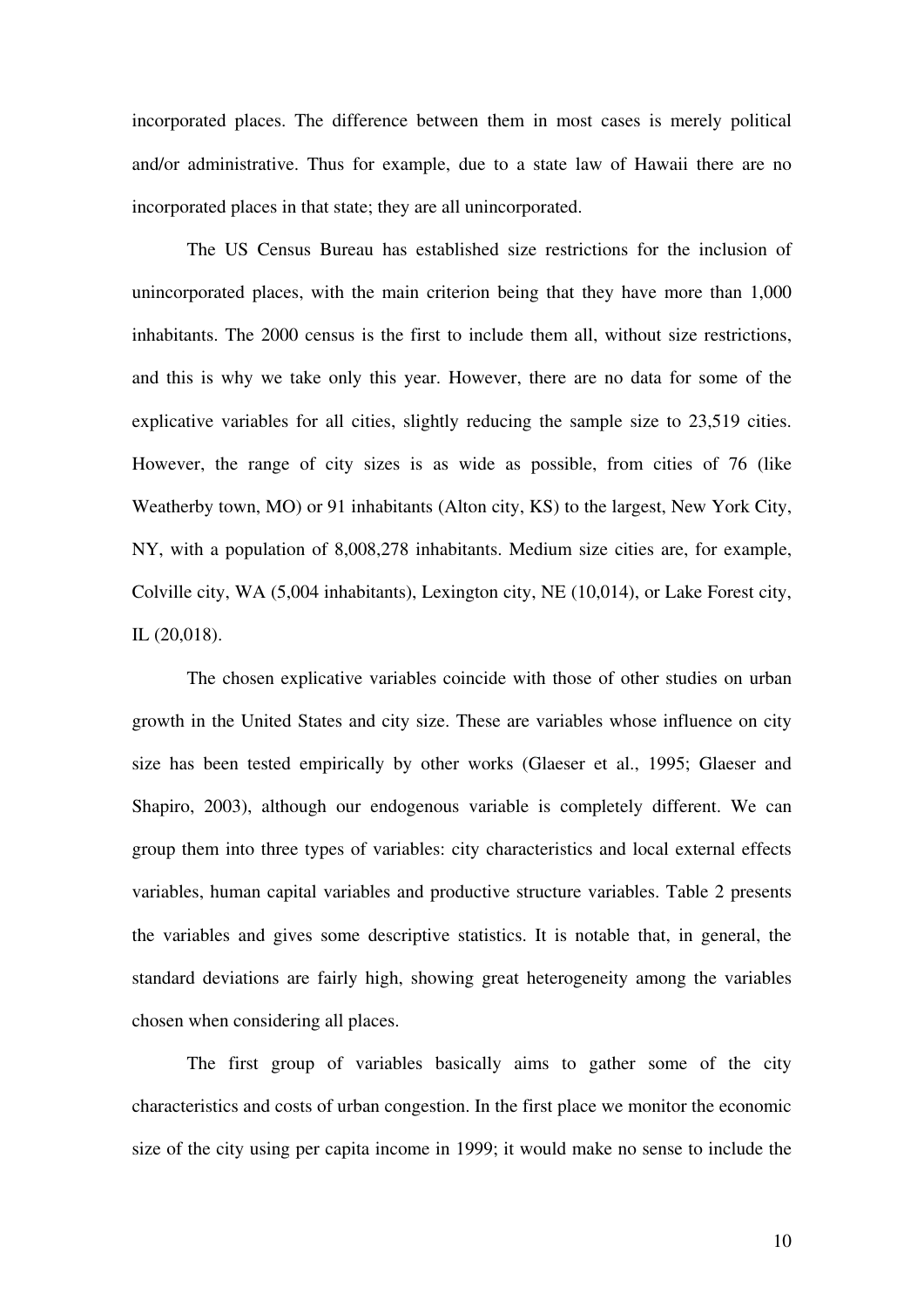incorporated places. The difference between them in most cases is merely political and/or administrative. Thus for example, due to a state law of Hawaii there are no incorporated places in that state; they are all unincorporated.

The US Census Bureau has established size restrictions for the inclusion of unincorporated places, with the main criterion being that they have more than 1,000 inhabitants. The 2000 census is the first to include them all, without size restrictions, and this is why we take only this year. However, there are no data for some of the explicative variables for all cities, slightly reducing the sample size to 23,519 cities. However, the range of city sizes is as wide as possible, from cities of 76 (like Weatherby town, MO) or 91 inhabitants (Alton city, KS) to the largest, New York City, NY, with a population of 8,008,278 inhabitants. Medium size cities are, for example, Colville city, WA (5,004 inhabitants), Lexington city, NE (10,014), or Lake Forest city, IL (20,018).

The chosen explicative variables coincide with those of other studies on urban growth in the United States and city size. These are variables whose influence on city size has been tested empirically by other works (Glaeser et al., 1995; Glaeser and Shapiro, 2003), although our endogenous variable is completely different. We can group them into three types of variables: city characteristics and local external effects variables, human capital variables and productive structure variables. Table 2 presents the variables and gives some descriptive statistics. It is notable that, in general, the standard deviations are fairly high, showing great heterogeneity among the variables chosen when considering all places.

The first group of variables basically aims to gather some of the city characteristics and costs of urban congestion. In the first place we monitor the economic size of the city using per capita income in 1999; it would make no sense to include the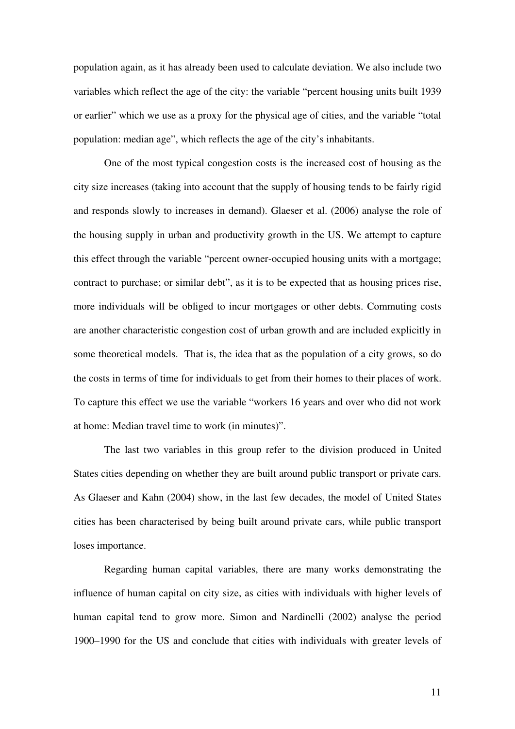population again, as it has already been used to calculate deviation. We also include two variables which reflect the age of the city: the variable "percent housing units built 1939 or earlier" which we use as a proxy for the physical age of cities, and the variable "total population: median age", which reflects the age of the city's inhabitants.

One of the most typical congestion costs is the increased cost of housing as the city size increases (taking into account that the supply of housing tends to be fairly rigid and responds slowly to increases in demand). Glaeser et al. (2006) analyse the role of the housing supply in urban and productivity growth in the US. We attempt to capture this effect through the variable "percent owner-occupied housing units with a mortgage; contract to purchase; or similar debt", as it is to be expected that as housing prices rise, more individuals will be obliged to incur mortgages or other debts. Commuting costs are another characteristic congestion cost of urban growth and are included explicitly in some theoretical models. That is, the idea that as the population of a city grows, so do the costs in terms of time for individuals to get from their homes to their places of work. To capture this effect we use the variable "workers 16 years and over who did not work at home: Median travel time to work (in minutes)".

The last two variables in this group refer to the division produced in United States cities depending on whether they are built around public transport or private cars. As Glaeser and Kahn (2004) show, in the last few decades, the model of United States cities has been characterised by being built around private cars, while public transport loses importance.

Regarding human capital variables, there are many works demonstrating the influence of human capital on city size, as cities with individuals with higher levels of human capital tend to grow more. Simon and Nardinelli (2002) analyse the period 1900–1990 for the US and conclude that cities with individuals with greater levels of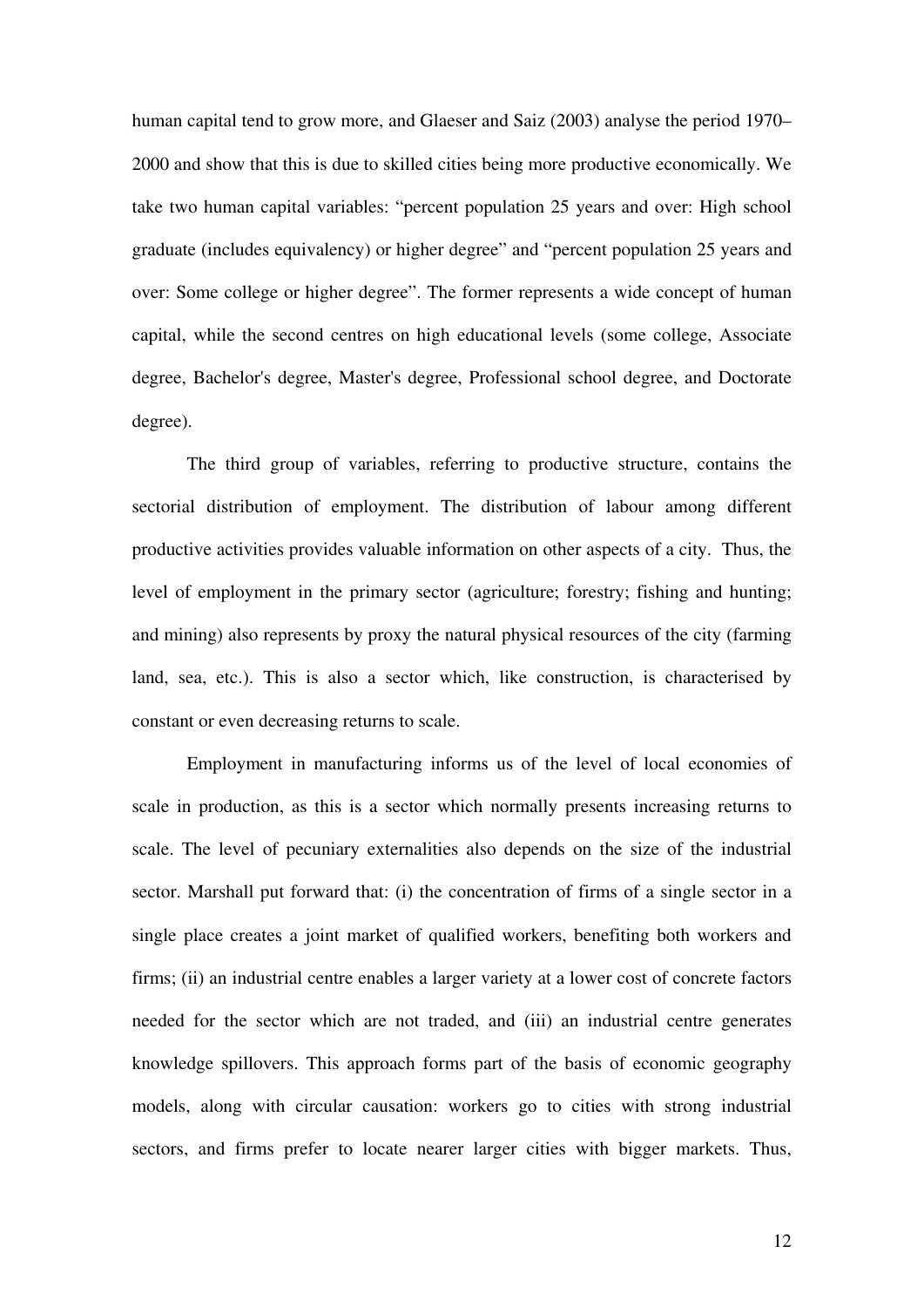human capital tend to grow more, and Glaeser and Saiz (2003) analyse the period 1970–2000 and show that this is due to skilled cities being more productive economically. We take two human capital variables: "percent population 25 years and over: High school graduate (includes equivalency) or higher degree" and "percent population 25 years and over: Some college or higher degree". The former represents a wide concept of human capital, while the second centres on high educational levels (some college, Associate degree, Bachelor's degree, Master's degree, Professional school degree, and Doctorate degree).

The third group of variables, referring to productive structure, contains the sectorial distribution of employment. The distribution of labour among different productive activities provides valuable information on other aspects of a city. Thus, the level of employment in the primary sector (agriculture; forestry; fishing and hunting; and mining) also represents by proxy the natural physical resources of the city (farming land, sea, etc.). This is also a sector which, like construction, is characterised by constant or even decreasing returns to scale.

Employment in manufacturing informs us of the level of local economies of scale in production, as this is a sector which normally presents increasing returns to scale. The level of pecuniary externalities also depends on the size of the industrial sector. Marshall put forward that: (i) the concentration of firms of a single sector in a single place creates a joint market of qualified workers, benefiting both workers and firms; (ii) an industrial centre enables a larger variety at a lower cost of concrete factors needed for the sector which are not traded, and (iii) an industrial centre generates knowledge spillovers. This approach forms part of the basis of economic geography models, along with circular causation: workers go to cities with strong industrial sectors, and firms prefer to locate nearer larger cities with bigger markets. Thus,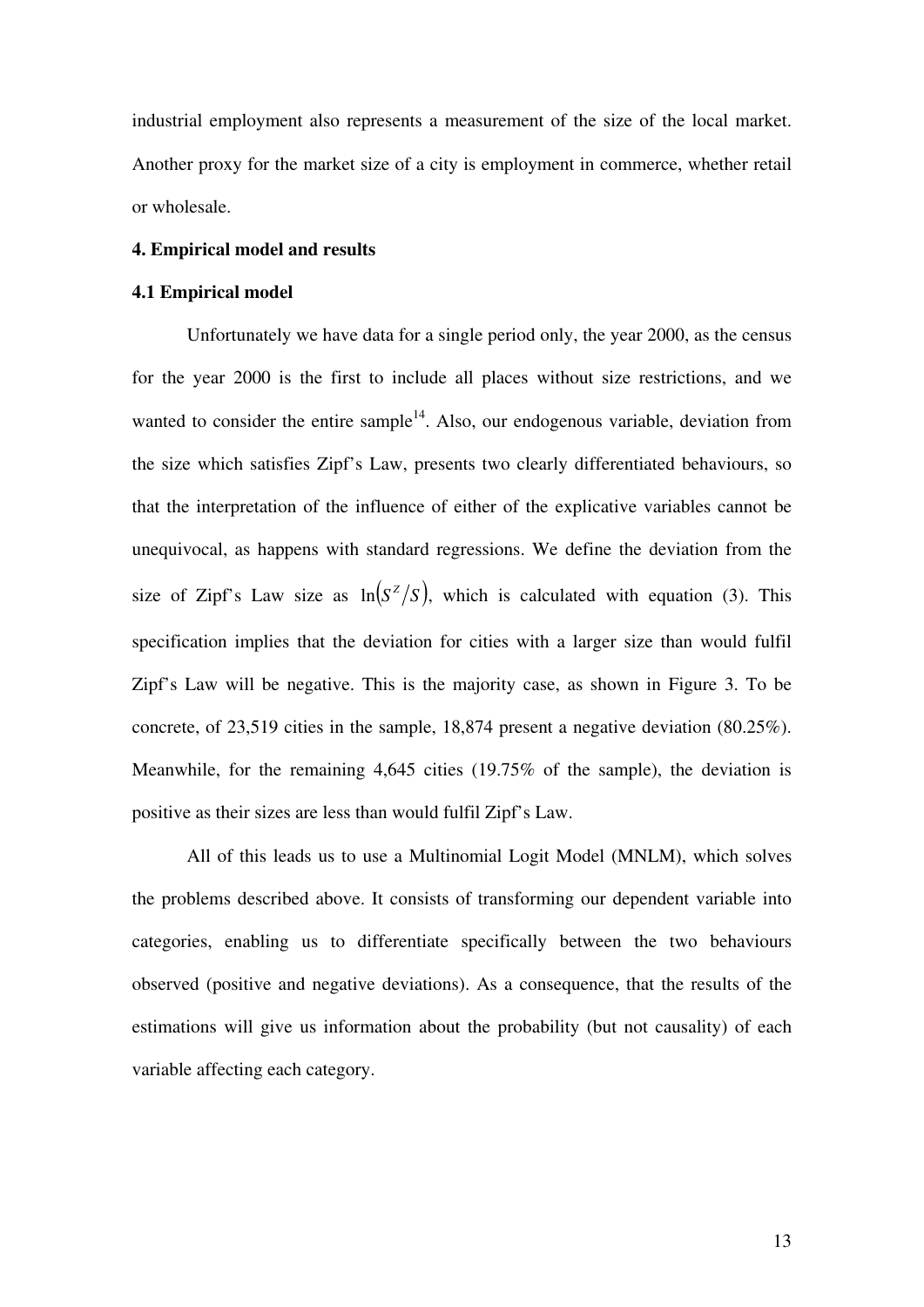industrial employment also represents a measurement of the size of the local market. Another proxy for the market size of a city is employment in commerce, whether retail or wholesale.

## 4. Empirical model and results

### 4.1 Empirical model

Unfortunately we have data for a single period only, the year 2000, as the census for the year 2000 is the first to include all places without size restrictions, and we wanted to consider the entire sample[14]. Also, our endogenous variable, deviation from the size which satisfies Zipf's Law, presents two clearly differentiated behaviours, so that the interpretation of the influence of either of the explicative variables cannot be unequivocal, as happens with standard regressions. We define the deviation from the size of Zipf's Law size as $\ln(S^{Z}/S)$, which is calculated with equation (3). This specification implies that the deviation for cities with a larger size than would fulfil Zipf's Law will be negative. This is the majority case, as shown in Figure 3. To be concrete, of 23,519 cities in the sample, 18,874 present a negative deviation (80.25%). Meanwhile, for the remaining 4,645 cities (19.75% of the sample), the deviation is positive as their sizes are less than would fulfil Zipf's Law.

All of this leads us to use a Multinomial Logit Model (MNLM), which solves the problems described above. It consists of transforming our dependent variable into categories, enabling us to differentiate specifically between the two behaviours observed (positive and negative deviations). As a consequence, that the results of the estimations will give us information about the probability (but not causality) of each variable affecting each category.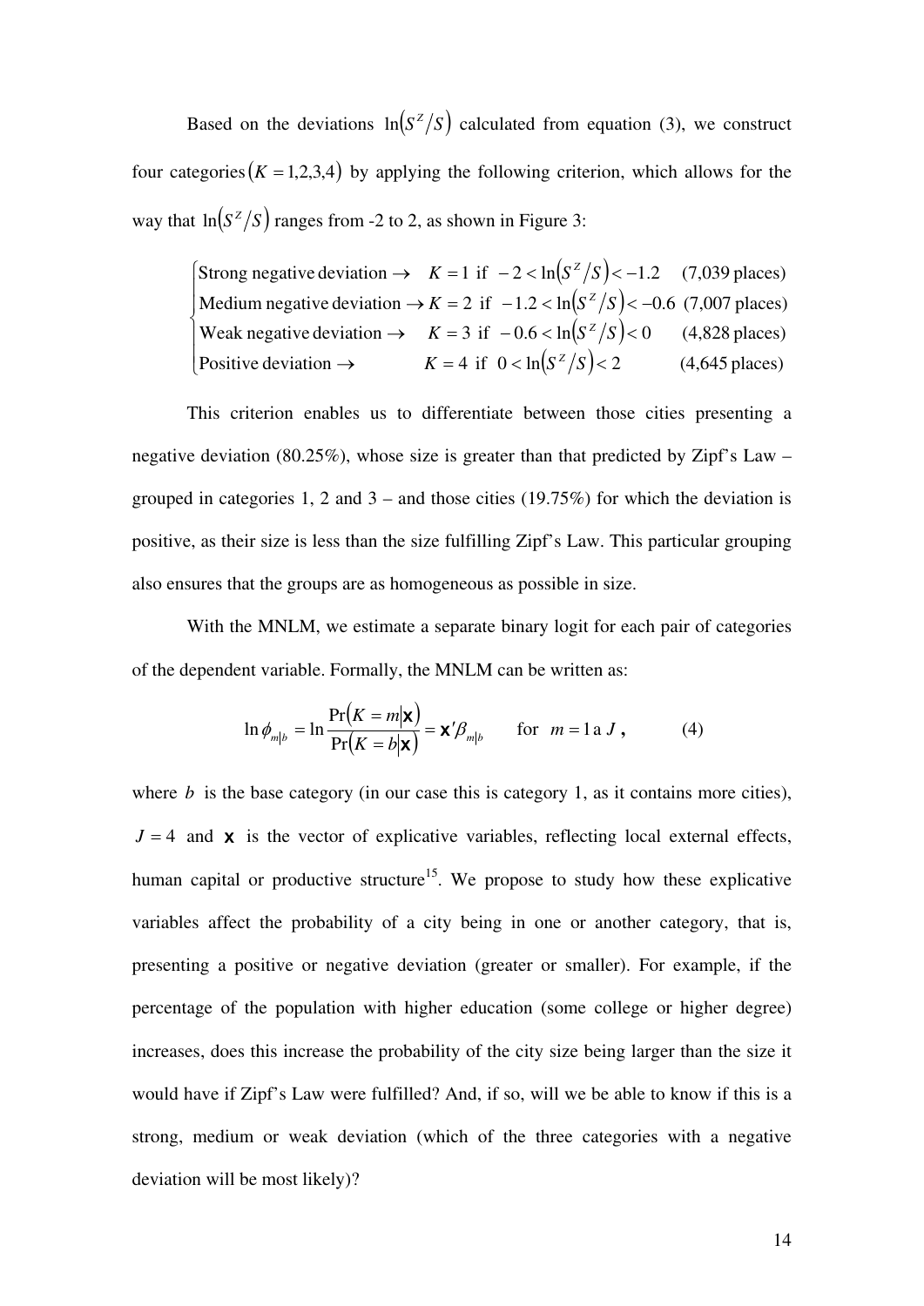Based on the deviations $\ln\left(S^Z/S\right)$ calculated from equation (3), we construct four categories $(K = 1,2,3,4)$ by applying the following criterion, which allows for the way that $\ln\left(S^Z/S\right)$ ranges from -2 to 2, as shown in Figure 3:

$$
\begin{cases}
\text{Strong negative deviation} \rightarrow \quad K = 1 \text{ if } -2 < \ln\left(S^Z/S\right) < -1.2 \quad \text{(7,039 places)} \\
\text{Medium negative deviation} \rightarrow K = 2 \text{ if } -1.2 < \ln\left(S^Z/S\right) < -0.6 \quad \text{(7,007 places)} \\
\text{Weak negative deviation} \rightarrow \quad K = 3 \text{ if } -0.6 < \ln\left(S^Z/S\right) < 0 \quad \text{(4,828 places)} \\
\text{Positive deviation} \rightarrow \quad K = 4 \text{ if } 0 < \ln\left(S^Z/S\right) < 2 \quad \text{(4,645 places)}
\end{cases}
$$

This criterion enables us to differentiate between those cities presenting a negative deviation (80.25%), whose size is greater than that predicted by Zipf's Law – grouped in categories 1, 2 and 3 – and those cities (19.75%) for which the deviation is positive, as their size is less than the size fulfilling Zipf's Law. This particular grouping also ensures that the groups are as homogeneous as possible in size.

With the MNLM, we estimate a separate binary logit for each pair of categories of the dependent variable. Formally, the MNLM can be written as:

$$
\ln \phi_{m|b} = \ln \frac{\Pr\left(K = m|\mathbf{x}\right)}{\Pr\left(K = b|\mathbf{x}\right)} = \mathbf{x}'\beta_{m|b} \qquad \text{for } \; m = 1 \text{ a } J \,, \qquad (4)
$$

where $b$ is the base category (in our case this is category 1, as it contains more cities), $J = 4$ and $\mathbf{x}$ is the vector of explicative variables, reflecting local external effects, human capital or productive structure[15]. We propose to study how these explicative variables affect the probability of a city being in one or another category, that is, presenting a positive or negative deviation (greater or smaller). For example, if the percentage of the population with higher education (some college or higher degree) increases, does this increase the probability of the city size being larger than the size it would have if Zipf's Law were fulfilled? And, if so, will we be able to know if this is a strong, medium or weak deviation (which of the three categories with a negative deviation will be most likely)?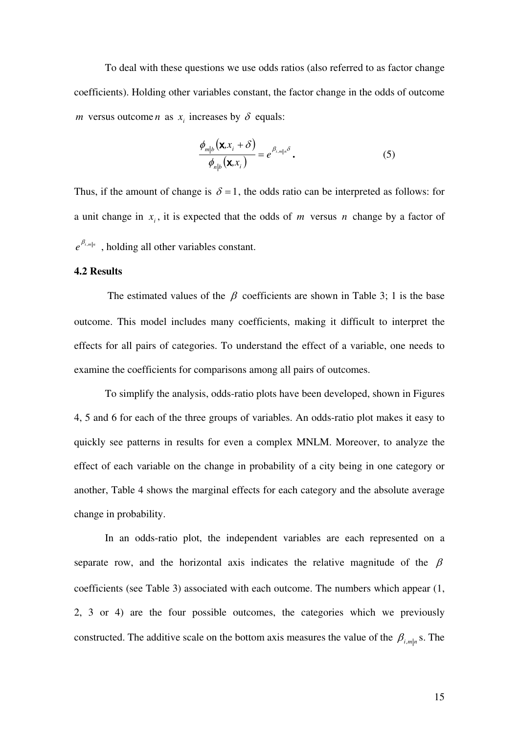To deal with these questions we use odds ratios (also referred to as factor change coefficients). Holding other variables constant, the factor change in the odds of outcome $m$ versus outcome $n$ as $x_i$ increases by $\delta$ equals:

$$\frac{\phi_{m|b}(\mathbf{x}, x_i + \delta)}{\phi_{n|b}(\mathbf{x}, x_i)} = e^{\beta_{i,m|n}\delta}. \tag{5}$$

Thus, if the amount of change is $\delta = 1$, the odds ratio can be interpreted as follows: for a unit change in $x_i$, it is expected that the odds of $m$ versus $n$ change by a factor of $e^{\beta_{i,m|n}}$, holding all other variables constant.

### 4.2 Results

The estimated values of the $\beta$ coefficients are shown in Table 3; 1 is the base outcome. This model includes many coefficients, making it difficult to interpret the effects for all pairs of categories. To understand the effect of a variable, one needs to examine the coefficients for comparisons among all pairs of outcomes.

To simplify the analysis, odds-ratio plots have been developed, shown in Figures 4, 5 and 6 for each of the three groups of variables. An odds-ratio plot makes it easy to quickly see patterns in results for even a complex MNLM. Moreover, to analyze the effect of each variable on the change in probability of a city being in one category or another, Table 4 shows the marginal effects for each category and the absolute average change in probability.

In an odds-ratio plot, the independent variables are each represented on a separate row, and the horizontal axis indicates the relative magnitude of the $\beta$ coefficients (see Table 3) associated with each outcome. The numbers which appear (1, 2, 3 or 4) are the four possible outcomes, the categories which we previously constructed. The additive scale on the bottom axis measures the value of the $\beta_{i,m|n}$s. The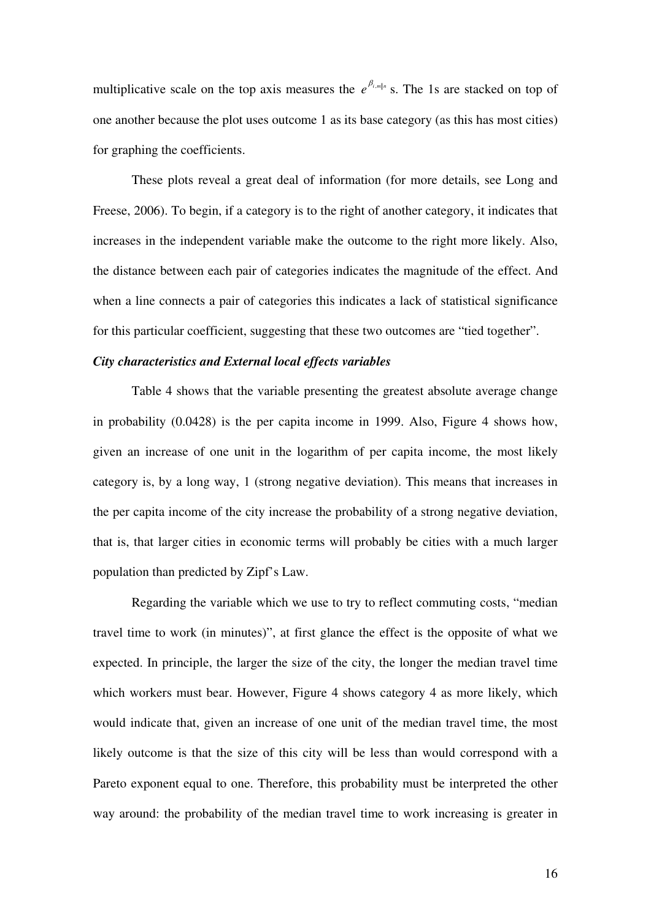multiplicative scale on the top axis measures the $e^{\beta_{i,m|n}}$ s. The 1s are stacked on top of one another because the plot uses outcome 1 as its base category (as this has most cities) for graphing the coefficients.

These plots reveal a great deal of information (for more details, see Long and Freese, 2006). To begin, if a category is to the right of another category, it indicates that increases in the independent variable make the outcome to the right more likely. Also, the distance between each pair of categories indicates the magnitude of the effect. And when a line connects a pair of categories this indicates a lack of statistical significance for this particular coefficient, suggesting that these two outcomes are "tied together".

***City characteristics and External local effects variables***

Table 4 shows that the variable presenting the greatest absolute average change in probability (0.0428) is the per capita income in 1999. Also, Figure 4 shows how, given an increase of one unit in the logarithm of per capita income, the most likely category is, by a long way, 1 (strong negative deviation). This means that increases in the per capita income of the city increase the probability of a strong negative deviation, that is, that larger cities in economic terms will probably be cities with a much larger population than predicted by Zipf's Law.

Regarding the variable which we use to try to reflect commuting costs, "median travel time to work (in minutes)", at first glance the effect is the opposite of what we expected. In principle, the larger the size of the city, the longer the median travel time which workers must bear. However, Figure 4 shows category 4 as more likely, which would indicate that, given an increase of one unit of the median travel time, the most likely outcome is that the size of this city will be less than would correspond with a Pareto exponent equal to one. Therefore, this probability must be interpreted the other way around: the probability of the median travel time to work increasing is greater in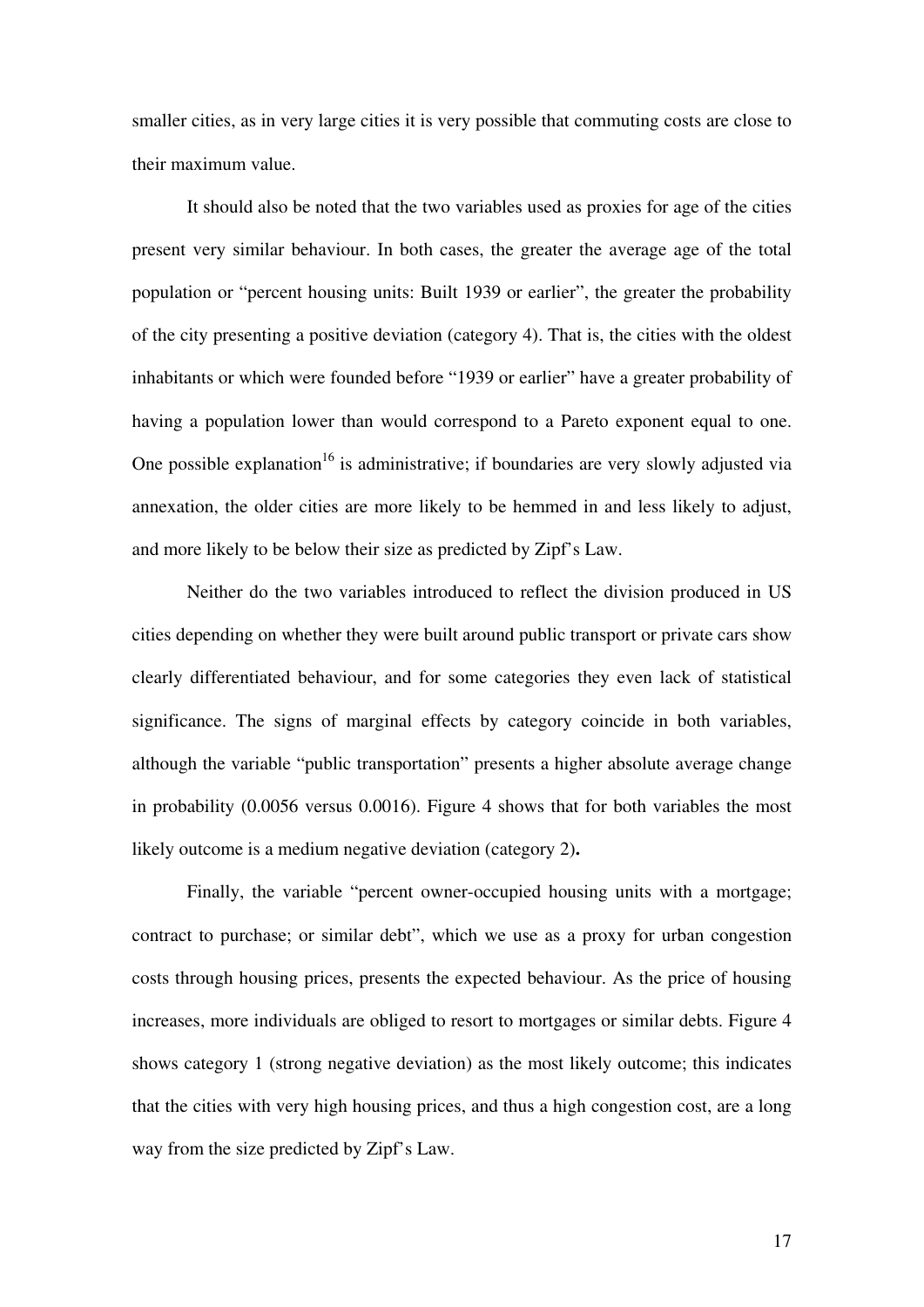smaller cities, as in very large cities it is very possible that commuting costs are close to their maximum value.

It should also be noted that the two variables used as proxies for age of the cities present very similar behaviour. In both cases, the greater the average age of the total population or "percent housing units: Built 1939 or earlier", the greater the probability of the city presenting a positive deviation (category 4). That is, the cities with the oldest inhabitants or which were founded before "1939 or earlier" have a greater probability of having a population lower than would correspond to a Pareto exponent equal to one. One possible explanation[16] is administrative; if boundaries are very slowly adjusted via annexation, the older cities are more likely to be hemmed in and less likely to adjust, and more likely to be below their size as predicted by Zipf's Law.

Neither do the two variables introduced to reflect the division produced in US cities depending on whether they were built around public transport or private cars show clearly differentiated behaviour, and for some categories they even lack of statistical significance. The signs of marginal effects by category coincide in both variables, although the variable "public transportation" presents a higher absolute average change in probability (0.0056 versus 0.0016). Figure 4 shows that for both variables the most likely outcome is a medium negative deviation (category 2**).**

Finally, the variable "percent owner-occupied housing units with a mortgage; contract to purchase; or similar debt", which we use as a proxy for urban congestion costs through housing prices, presents the expected behaviour. As the price of housing increases, more individuals are obliged to resort to mortgages or similar debts. Figure 4 shows category 1 (strong negative deviation) as the most likely outcome; this indicates that the cities with very high housing prices, and thus a high congestion cost, are a long way from the size predicted by Zipf's Law.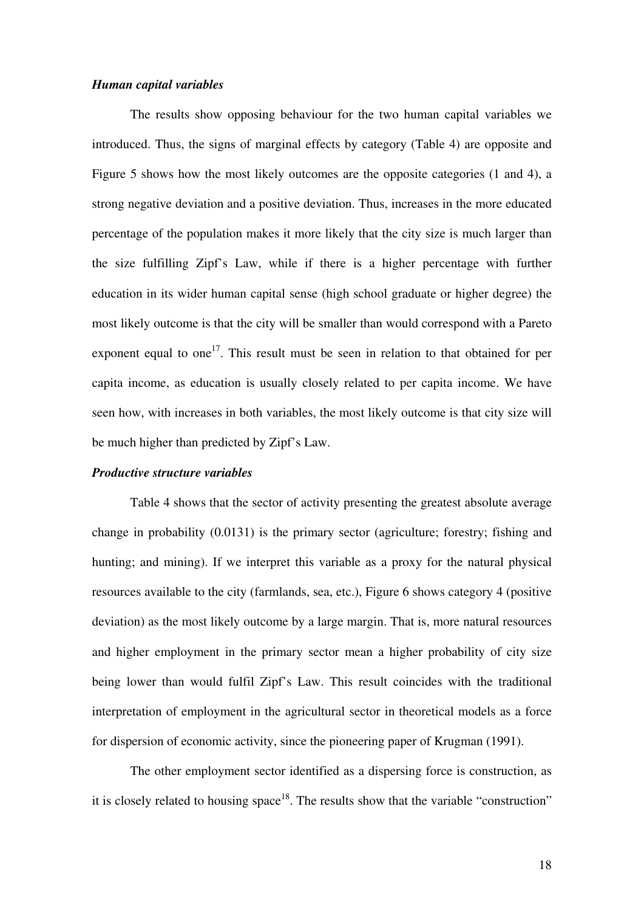***Human capital variables***

The results show opposing behaviour for the two human capital variables we introduced. Thus, the signs of marginal effects by category (Table 4) are opposite and Figure 5 shows how the most likely outcomes are the opposite categories (1 and 4), a strong negative deviation and a positive deviation. Thus, increases in the more educated percentage of the population makes it more likely that the city size is much larger than the size fulfilling Zipf's Law, while if there is a higher percentage with further education in its wider human capital sense (high school graduate or higher degree) the most likely outcome is that the city will be smaller than would correspond with a Pareto exponent equal to one[17]. This result must be seen in relation to that obtained for per capita income, as education is usually closely related to per capita income. We have seen how, with increases in both variables, the most likely outcome is that city size will be much higher than predicted by Zipf's Law.

***Productive structure variables***

Table 4 shows that the sector of activity presenting the greatest absolute average change in probability (0.0131) is the primary sector (agriculture; forestry; fishing and hunting; and mining). If we interpret this variable as a proxy for the natural physical resources available to the city (farmlands, sea, etc.), Figure 6 shows category 4 (positive deviation) as the most likely outcome by a large margin. That is, more natural resources and higher employment in the primary sector mean a higher probability of city size being lower than would fulfil Zipf's Law. This result coincides with the traditional interpretation of employment in the agricultural sector in theoretical models as a force for dispersion of economic activity, since the pioneering paper of Krugman (1991).

The other employment sector identified as a dispersing force is construction, as it is closely related to housing space[18]. The results show that the variable "construction"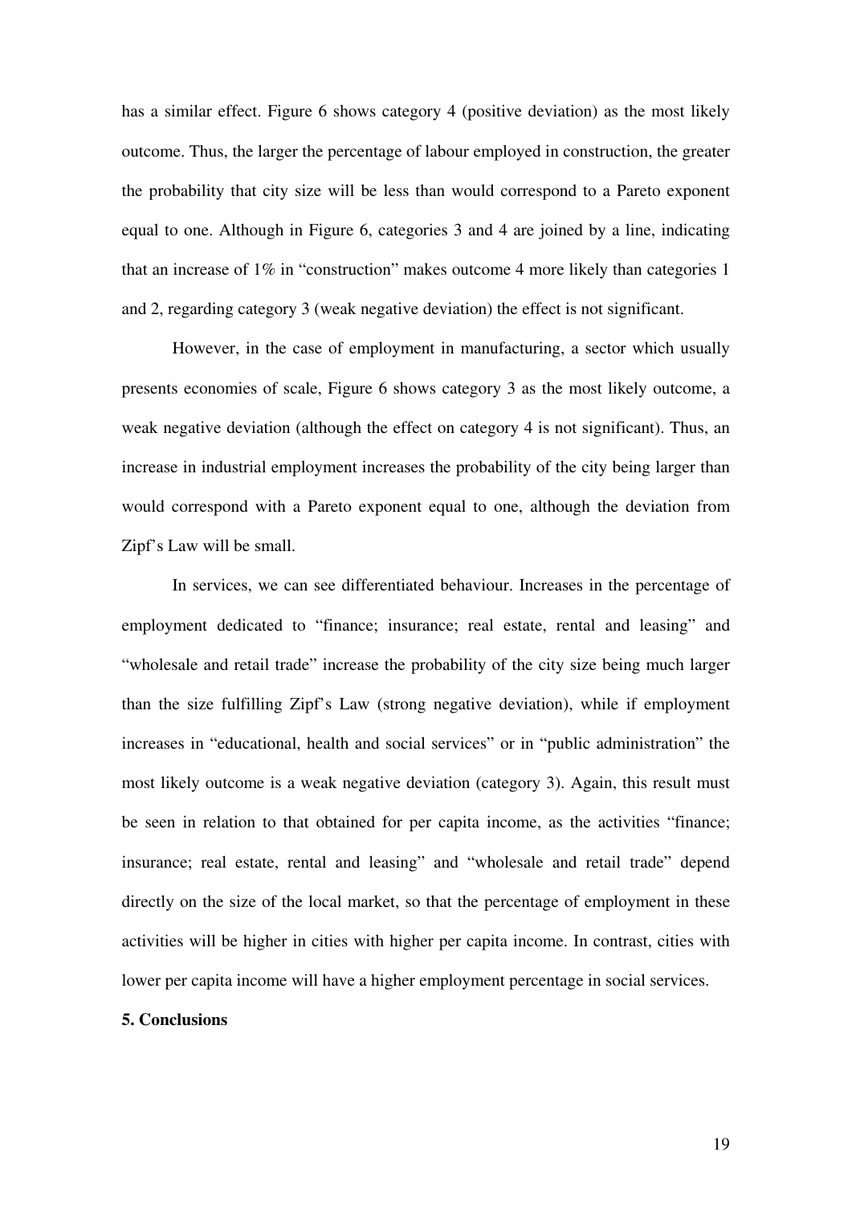has a similar effect. Figure 6 shows category 4 (positive deviation) as the most likely outcome. Thus, the larger the percentage of labour employed in construction, the greater the probability that city size will be less than would correspond to a Pareto exponent equal to one. Although in Figure 6, categories 3 and 4 are joined by a line, indicating that an increase of 1% in "construction" makes outcome 4 more likely than categories 1 and 2, regarding category 3 (weak negative deviation) the effect is not significant.

However, in the case of employment in manufacturing, a sector which usually presents economies of scale, Figure 6 shows category 3 as the most likely outcome, a weak negative deviation (although the effect on category 4 is not significant). Thus, an increase in industrial employment increases the probability of the city being larger than would correspond with a Pareto exponent equal to one, although the deviation from Zipf's Law will be small.

In services, we can see differentiated behaviour. Increases in the percentage of employment dedicated to "finance; insurance; real estate, rental and leasing" and "wholesale and retail trade" increase the probability of the city size being much larger than the size fulfilling Zipf's Law (strong negative deviation), while if employment increases in "educational, health and social services" or in "public administration" the most likely outcome is a weak negative deviation (category 3). Again, this result must be seen in relation to that obtained for per capita income, as the activities "finance; insurance; real estate, rental and leasing" and "wholesale and retail trade" depend directly on the size of the local market, so that the percentage of employment in these activities will be higher in cities with higher per capita income. In contrast, cities with lower per capita income will have a higher employment percentage in social services.

## 5. Conclusions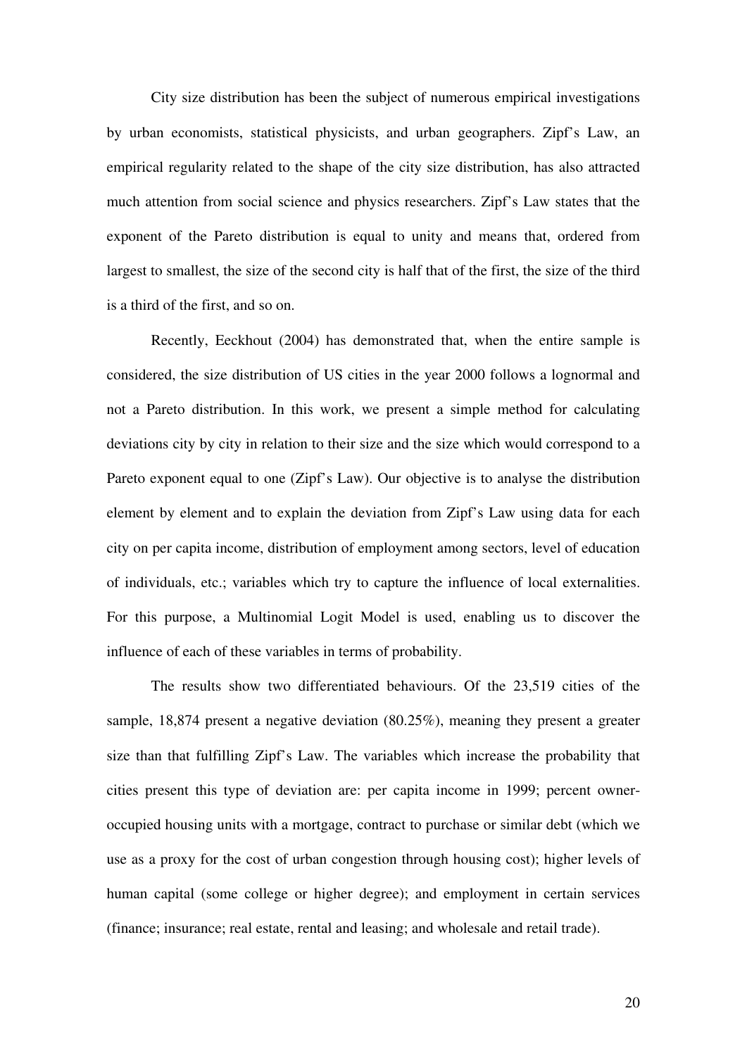City size distribution has been the subject of numerous empirical investigations by urban economists, statistical physicists, and urban geographers. Zipf's Law, an empirical regularity related to the shape of the city size distribution, has also attracted much attention from social science and physics researchers. Zipf's Law states that the exponent of the Pareto distribution is equal to unity and means that, ordered from largest to smallest, the size of the second city is half that of the first, the size of the third is a third of the first, and so on.

Recently, Eeckhout (2004) has demonstrated that, when the entire sample is considered, the size distribution of US cities in the year 2000 follows a lognormal and not a Pareto distribution. In this work, we present a simple method for calculating deviations city by city in relation to their size and the size which would correspond to a Pareto exponent equal to one (Zipf's Law). Our objective is to analyse the distribution element by element and to explain the deviation from Zipf's Law using data for each city on per capita income, distribution of employment among sectors, level of education of individuals, etc.; variables which try to capture the influence of local externalities. For this purpose, a Multinomial Logit Model is used, enabling us to discover the influence of each of these variables in terms of probability.

The results show two differentiated behaviours. Of the 23,519 cities of the sample, 18,874 present a negative deviation (80.25%), meaning they present a greater size than that fulfilling Zipf's Law. The variables which increase the probability that cities present this type of deviation are: per capita income in 1999; percent owner-occupied housing units with a mortgage, contract to purchase or similar debt (which we use as a proxy for the cost of urban congestion through housing cost); higher levels of human capital (some college or higher degree); and employment in certain services (finance; insurance; real estate, rental and leasing; and wholesale and retail trade).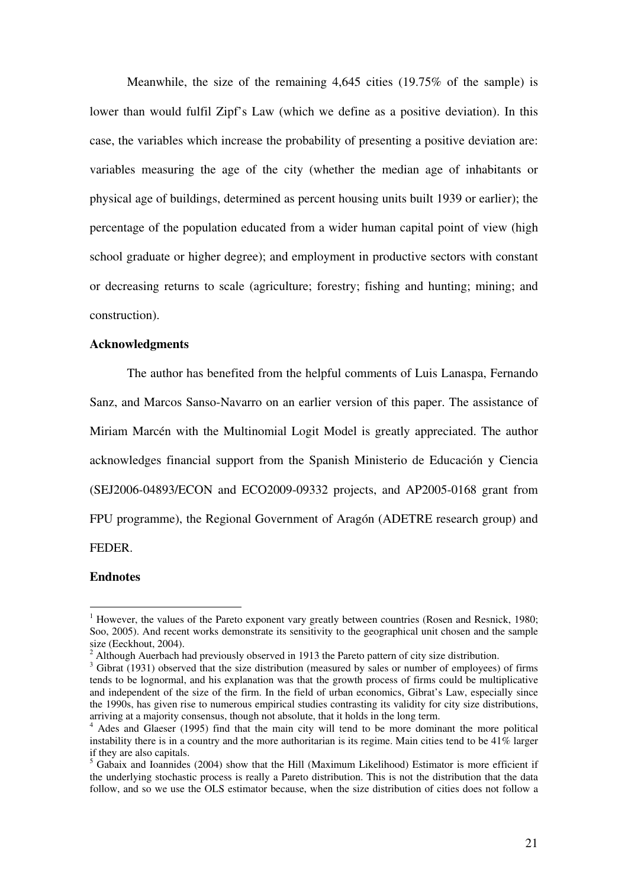Meanwhile, the size of the remaining 4,645 cities (19.75% of the sample) is lower than would fulfil Zipf's Law (which we define as a positive deviation). In this case, the variables which increase the probability of presenting a positive deviation are: variables measuring the age of the city (whether the median age of inhabitants or physical age of buildings, determined as percent housing units built 1939 or earlier); the percentage of the population educated from a wider human capital point of view (high school graduate or higher degree); and employment in productive sectors with constant or decreasing returns to scale (agriculture; forestry; fishing and hunting; mining; and construction).

**Acknowledgments**

The author has benefited from the helpful comments of Luis Lanaspa, Fernando Sanz, and Marcos Sanso-Navarro on an earlier version of this paper. The assistance of Miriam Marcén with the Multinomial Logit Model is greatly appreciated. The author acknowledges financial support from the Spanish Ministerio de Educación y Ciencia (SEJ2006-04893/ECON and ECO2009-09332 projects, and AP2005-0168 grant from FPU programme), the Regional Government of Aragón (ADETRE research group) and FEDER.

**Endnotes**

[1] However, the values of the Pareto exponent vary greatly between countries (Rosen and Resnick, 1980; Soo, 2005). And recent works demonstrate its sensitivity to the geographical unit chosen and the sample size (Eeckhout, 2004).

[2] Although Auerbach had previously observed in 1913 the Pareto pattern of city size distribution.

[3] Gibrat (1931) observed that the size distribution (measured by sales or number of employees) of firms tends to be lognormal, and his explanation was that the growth process of firms could be multiplicative and independent of the size of the firm. In the field of urban economics, Gibrat's Law, especially since the 1990s, has given rise to numerous empirical studies contrasting its validity for city size distributions, arriving at a majority consensus, though not absolute, that it holds in the long term.

[4] Ades and Glaeser (1995) find that the main city will tend to be more dominant the more political instability there is in a country and the more authoritarian is its regime. Main cities tend to be 41% larger if they are also capitals.

[5] Gabaix and Ioannides (2004) show that the Hill (Maximum Likelihood) Estimator is more efficient if the underlying stochastic process is really a Pareto distribution. This is not the distribution that the data follow, and so we use the OLS estimator because, when the size distribution of cities does not follow a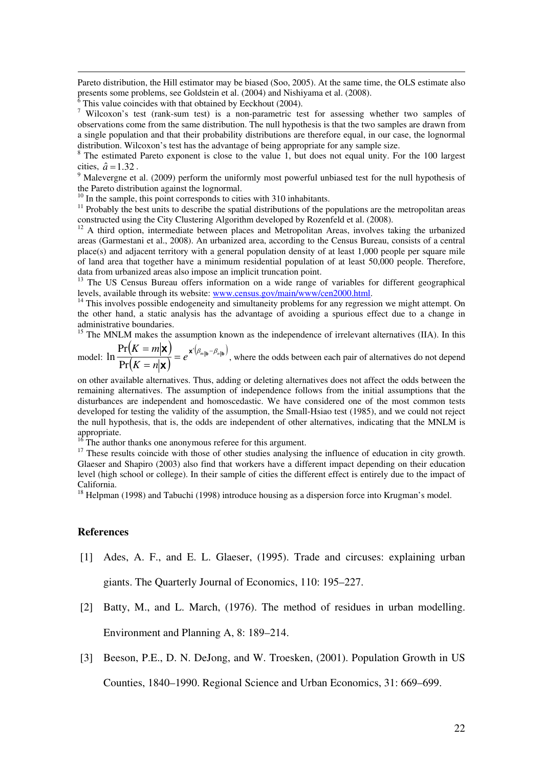Pareto distribution, the Hill estimator may be biased (Soo, 2005). At the same time, the OLS estimate also presents some problems, see Goldstein et al. (2004) and Nishiyama et al. (2008).

[6] This value coincides with that obtained by Eeckhout (2004).

[7] Wilcoxon's test (rank-sum test) is a non-parametric test for assessing whether two samples of observations come from the same distribution. The null hypothesis is that the two samples are drawn from a single population and that their probability distributions are therefore equal, in our case, the lognormal distribution. Wilcoxon's test has the advantage of being appropriate for any sample size.

[8] The estimated Pareto exponent is close to the value 1, but does not equal unity. For the 100 largest cities, $\hat{a} = 1.32$.

[9] Malevergne et al. (2009) perform the uniformly most powerful unbiased test for the null hypothesis of the Pareto distribution against the lognormal.

[10] In the sample, this point corresponds to cities with 310 inhabitants.

[11] Probably the best units to describe the spatial distributions of the populations are the metropolitan areas constructed using the City Clustering Algorithm developed by Rozenfeld et al. (2008).

[12] A third option, intermediate between places and Metropolitan Areas, involves taking the urbanized areas (Garmestani et al., 2008). An urbanized area, according to the Census Bureau, consists of a central place(s) and adjacent territory with a general population density of at least 1,000 people per square mile of land area that together have a minimum residential population of at least 50,000 people. Therefore, data from urbanized areas also impose an implicit truncation point.

[13] The US Census Bureau offers information on a wide range of variables for different geographical levels, available through its website: www.census.gov/main/www/cen2000.html.

[14] This involves possible endogeneity and simultaneity problems for any regression we might attempt. On the other hand, a static analysis has the advantage of avoiding a spurious effect due to a change in administrative boundaries.

[15] The MNLM makes the assumption known as the independence of irrelevant alternatives (IIA). In this model: $\ln \frac{\Pr(K = m|\mathbf{x})}{\Pr(K = n|\mathbf{x})} = e^{\mathbf{x}'(\beta_{m|b} - \beta_{n|b})}$, where the odds between each pair of alternatives do not depend on other available alternatives. Thus, adding or deleting alternatives does not affect the odds between the remaining alternatives. The assumption of independence follows from the initial assumptions that the disturbances are independent and homoscedastic. We have considered one of the most common tests developed for testing the validity of the assumption, the Small-Hsiao test (1985), and we could not reject the null hypothesis, that is, the odds are independent of other alternatives, indicating that the MNLM is appropriate.

[16] The author thanks one anonymous referee for this argument.

[17] These results coincide with those of other studies analysing the influence of education in city growth. Glaeser and Shapiro (2003) also find that workers have a different impact depending on their education level (high school or college). In their sample of cities the different effect is entirely due to the impact of California.

[18] Helpman (1998) and Tabuchi (1998) introduce housing as a dispersion force into Krugman's model.

## References

[1] Ades, A. F., and E. L. Glaeser, (1995). Trade and circuses: explaining urban giants. The Quarterly Journal of Economics, 110: 195–227.

[2] Batty, M., and L. March, (1976). The method of residues in urban modelling. Environment and Planning A, 8: 189–214.

[3] Beeson, P.E., D. N. DeJong, and W. Troesken, (2001). Population Growth in US Counties, 1840–1990. Regional Science and Urban Economics, 31: 669–699.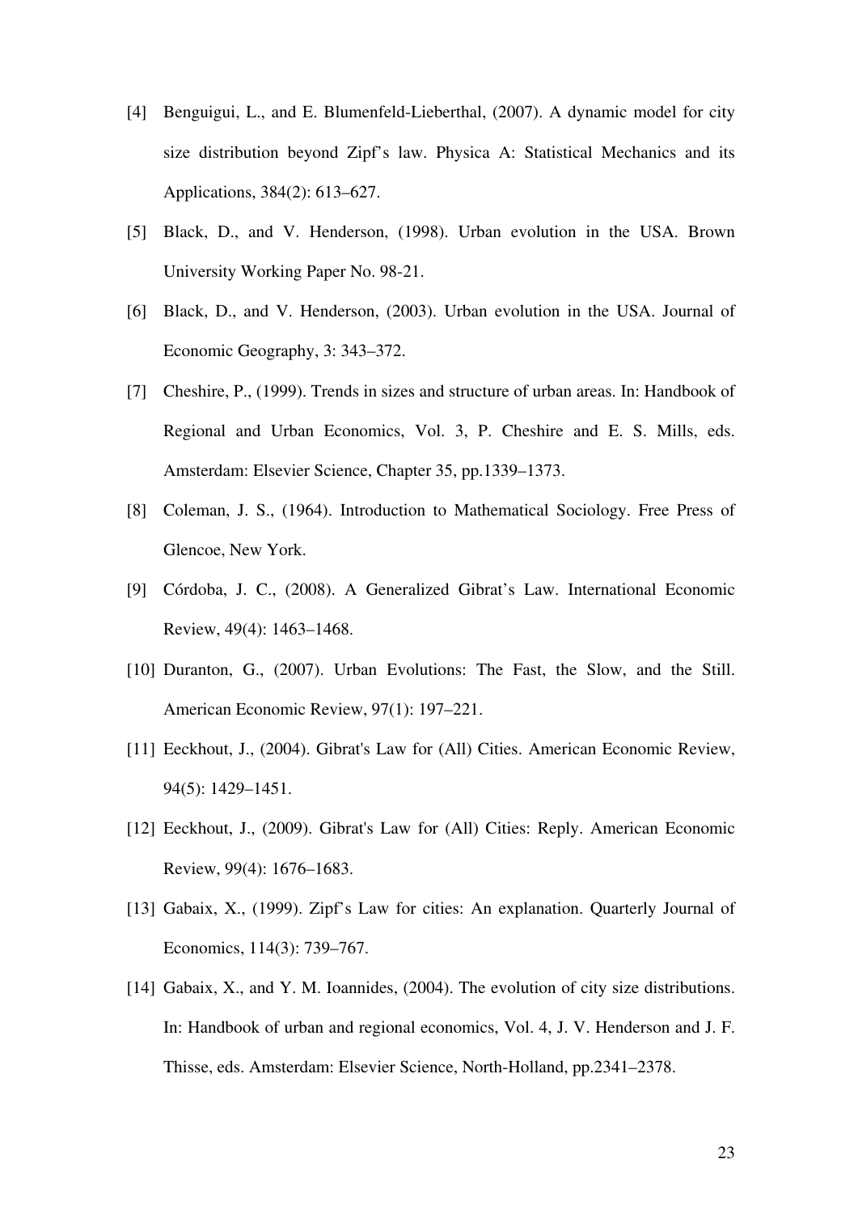[4] Benguigui, L., and E. Blumenfeld-Lieberthal, (2007). A dynamic model for city size distribution beyond Zipf's law. Physica A: Statistical Mechanics and its Applications, 384(2): 613–627.

[5] Black, D., and V. Henderson, (1998). Urban evolution in the USA. Brown University Working Paper No. 98-21.

[6] Black, D., and V. Henderson, (2003). Urban evolution in the USA. Journal of Economic Geography, 3: 343–372.

[7] Cheshire, P., (1999). Trends in sizes and structure of urban areas. In: Handbook of Regional and Urban Economics, Vol. 3, P. Cheshire and E. S. Mills, eds. Amsterdam: Elsevier Science, Chapter 35, pp.1339–1373.

[8] Coleman, J. S., (1964). Introduction to Mathematical Sociology. Free Press of Glencoe, New York.

[9] Córdoba, J. C., (2008). A Generalized Gibrat's Law. International Economic Review, 49(4): 1463–1468.

[10] Duranton, G., (2007). Urban Evolutions: The Fast, the Slow, and the Still. American Economic Review, 97(1): 197–221.

[11] Eeckhout, J., (2004). Gibrat's Law for (All) Cities. American Economic Review, 94(5): 1429–1451.

[12] Eeckhout, J., (2009). Gibrat's Law for (All) Cities: Reply. American Economic Review, 99(4): 1676–1683.

[13] Gabaix, X., (1999). Zipf's Law for cities: An explanation. Quarterly Journal of Economics, 114(3): 739–767.

[14] Gabaix, X., and Y. M. Ioannides, (2004). The evolution of city size distributions. In: Handbook of urban and regional economics, Vol. 4, J. V. Henderson and J. F. Thisse, eds. Amsterdam: Elsevier Science, North-Holland, pp.2341–2378.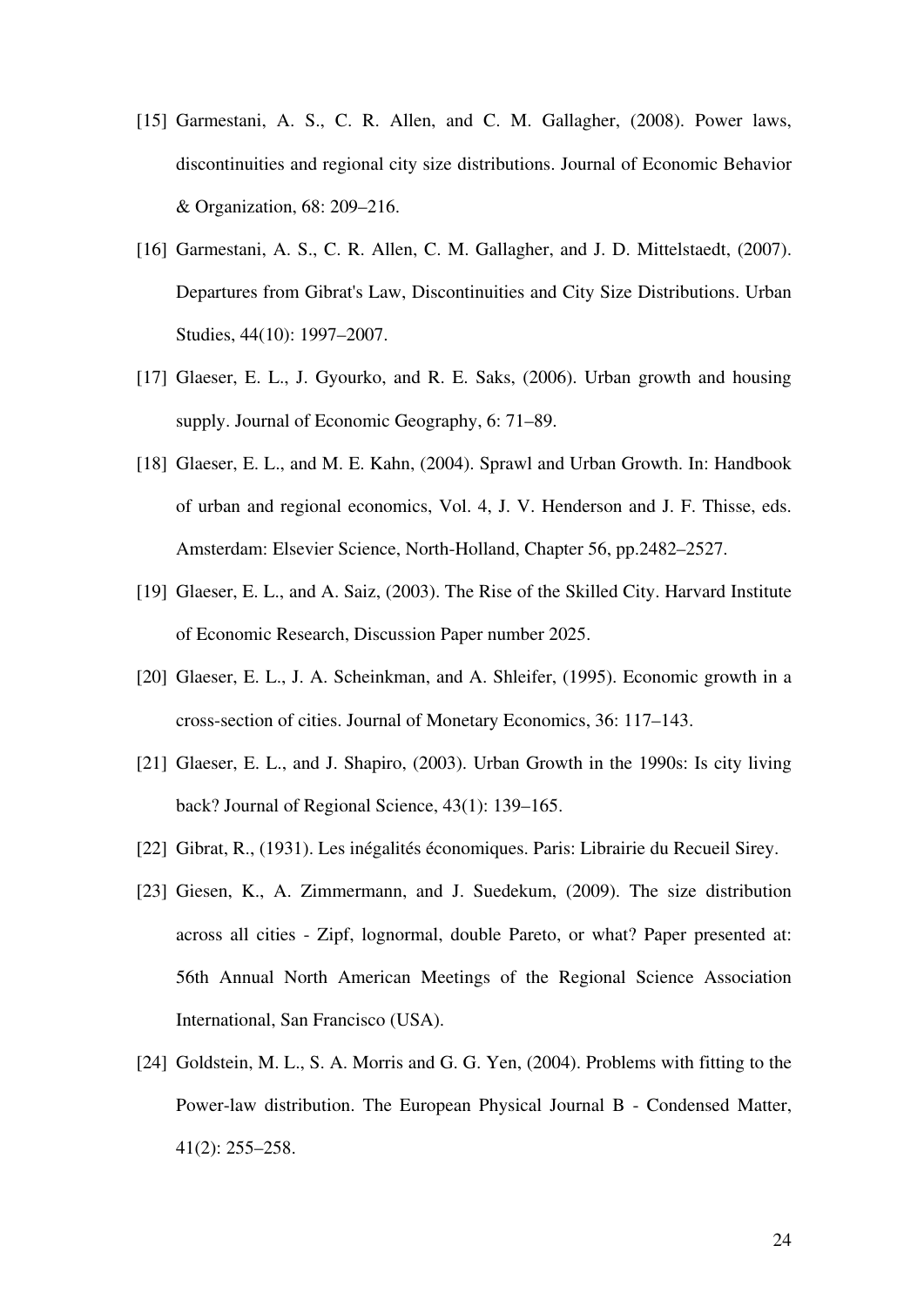[15] Garmestani, A. S., C. R. Allen, and C. M. Gallagher, (2008). Power laws, discontinuities and regional city size distributions. Journal of Economic Behavior & Organization, 68: 209–216.

[16] Garmestani, A. S., C. R. Allen, C. M. Gallagher, and J. D. Mittelstaedt, (2007). Departures from Gibrat's Law, Discontinuities and City Size Distributions. Urban Studies, 44(10): 1997–2007.

[17] Glaeser, E. L., J. Gyourko, and R. E. Saks, (2006). Urban growth and housing supply. Journal of Economic Geography, 6: 71–89.

[18] Glaeser, E. L., and M. E. Kahn, (2004). Sprawl and Urban Growth. In: Handbook of urban and regional economics, Vol. 4, J. V. Henderson and J. F. Thisse, eds. Amsterdam: Elsevier Science, North-Holland, Chapter 56, pp.2482–2527.

[19] Glaeser, E. L., and A. Saiz, (2003). The Rise of the Skilled City. Harvard Institute of Economic Research, Discussion Paper number 2025.

[20] Glaeser, E. L., J. A. Scheinkman, and A. Shleifer, (1995). Economic growth in a cross-section of cities. Journal of Monetary Economics, 36: 117–143.

[21] Glaeser, E. L., and J. Shapiro, (2003). Urban Growth in the 1990s: Is city living back? Journal of Regional Science, 43(1): 139–165.

[22] Gibrat, R., (1931). Les inégalités économiques. Paris: Librairie du Recueil Sirey.

[23] Giesen, K., A. Zimmermann, and J. Suedekum, (2009). The size distribution across all cities - Zipf, lognormal, double Pareto, or what? Paper presented at: 56th Annual North American Meetings of the Regional Science Association International, San Francisco (USA).

[24] Goldstein, M. L., S. A. Morris and G. G. Yen, (2004). Problems with fitting to the Power-law distribution. The European Physical Journal B - Condensed Matter, 41(2): 255–258.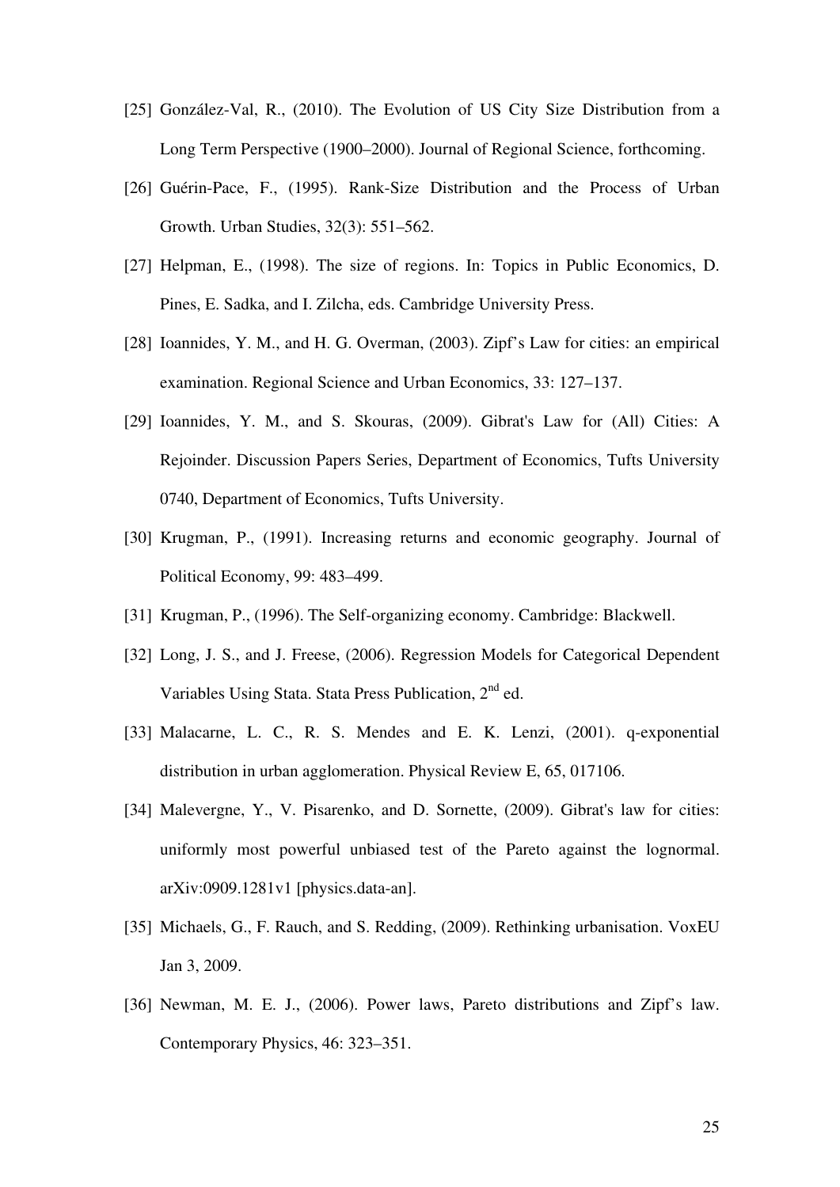[25] González-Val, R., (2010). The Evolution of US City Size Distribution from a Long Term Perspective (1900–2000). Journal of Regional Science, forthcoming.

[26] Guérin-Pace, F., (1995). Rank-Size Distribution and the Process of Urban Growth. Urban Studies, 32(3): 551–562.

[27] Helpman, E., (1998). The size of regions. In: Topics in Public Economics, D. Pines, E. Sadka, and I. Zilcha, eds. Cambridge University Press.

[28] Ioannides, Y. M., and H. G. Overman, (2003). Zipf's Law for cities: an empirical examination. Regional Science and Urban Economics, 33: 127–137.

[29] Ioannides, Y. M., and S. Skouras, (2009). Gibrat's Law for (All) Cities: A Rejoinder. Discussion Papers Series, Department of Economics, Tufts University 0740, Department of Economics, Tufts University.

[30] Krugman, P., (1991). Increasing returns and economic geography. Journal of Political Economy, 99: 483–499.

[31] Krugman, P., (1996). The Self-organizing economy. Cambridge: Blackwell.

[32] Long, J. S., and J. Freese, (2006). Regression Models for Categorical Dependent Variables Using Stata. Stata Press Publication, 2nd ed.

[33] Malacarne, L. C., R. S. Mendes and E. K. Lenzi, (2001). q-exponential distribution in urban agglomeration. Physical Review E, 65, 017106.

[34] Malevergne, Y., V. Pisarenko, and D. Sornette, (2009). Gibrat's law for cities: uniformly most powerful unbiased test of the Pareto against the lognormal. arXiv:0909.1281v1 [physics.data-an].

[35] Michaels, G., F. Rauch, and S. Redding, (2009). Rethinking urbanisation. VoxEU Jan 3, 2009.

[36] Newman, M. E. J., (2006). Power laws, Pareto distributions and Zipf's law. Contemporary Physics, 46: 323–351.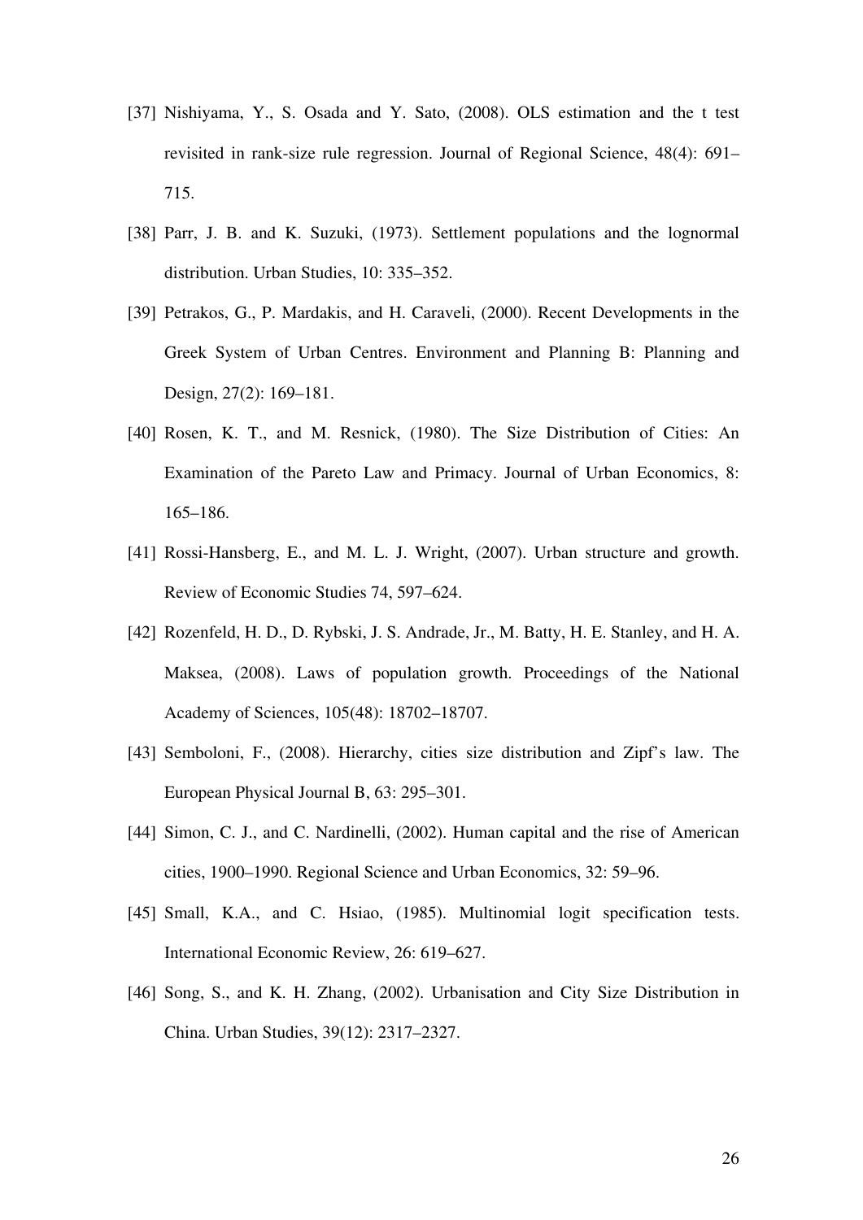[37] Nishiyama, Y., S. Osada and Y. Sato, (2008). OLS estimation and the t test revisited in rank-size rule regression. Journal of Regional Science, 48(4): 691–715.

[38] Parr, J. B. and K. Suzuki, (1973). Settlement populations and the lognormal distribution. Urban Studies, 10: 335–352.

[39] Petrakos, G., P. Mardakis, and H. Caraveli, (2000). Recent Developments in the Greek System of Urban Centres. Environment and Planning B: Planning and Design, 27(2): 169–181.

[40] Rosen, K. T., and M. Resnick, (1980). The Size Distribution of Cities: An Examination of the Pareto Law and Primacy. Journal of Urban Economics, 8: 165–186.

[41] Rossi-Hansberg, E., and M. L. J. Wright, (2007). Urban structure and growth. Review of Economic Studies 74, 597–624.

[42] Rozenfeld, H. D., D. Rybski, J. S. Andrade, Jr., M. Batty, H. E. Stanley, and H. A. Maksea, (2008). Laws of population growth. Proceedings of the National Academy of Sciences, 105(48): 18702–18707.

[43] Semboloni, F., (2008). Hierarchy, cities size distribution and Zipf's law. The European Physical Journal B, 63: 295–301.

[44] Simon, C. J., and C. Nardinelli, (2002). Human capital and the rise of American cities, 1900–1990. Regional Science and Urban Economics, 32: 59–96.

[45] Small, K.A., and C. Hsiao, (1985). Multinomial logit specification tests. International Economic Review, 26: 619–627.

[46] Song, S., and K. H. Zhang, (2002). Urbanisation and City Size Distribution in China. Urban Studies, 39(12): 2317–2327.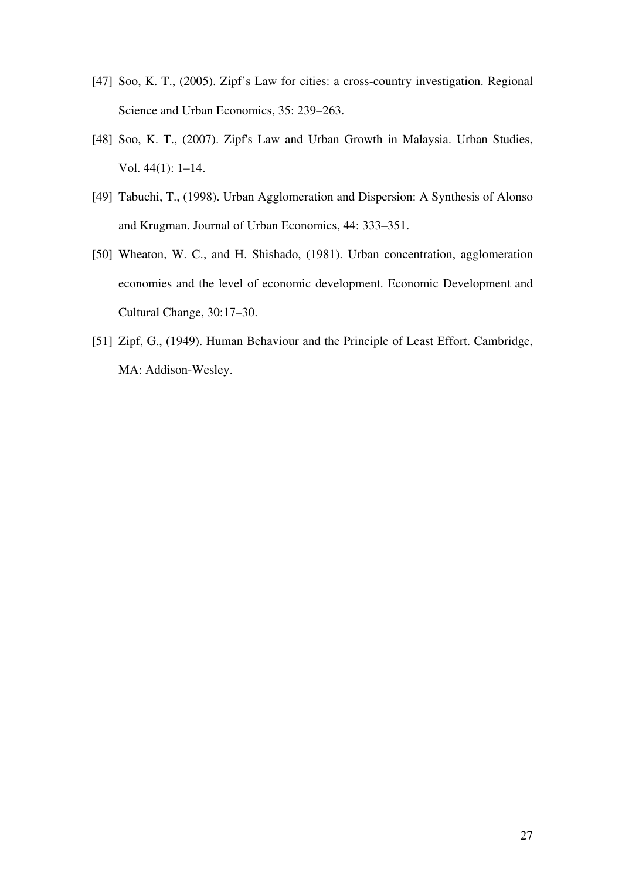[47] Soo, K. T., (2005). Zipf's Law for cities: a cross-country investigation. Regional Science and Urban Economics, 35: 239–263.

[48] Soo, K. T., (2007). Zipf's Law and Urban Growth in Malaysia. Urban Studies, Vol. 44(1): 1–14.

[49] Tabuchi, T., (1998). Urban Agglomeration and Dispersion: A Synthesis of Alonso and Krugman. Journal of Urban Economics, 44: 333–351.

[50] Wheaton, W. C., and H. Shishado, (1981). Urban concentration, agglomeration economies and the level of economic development. Economic Development and Cultural Change, 30:17–30.

[51] Zipf, G., (1949). Human Behaviour and the Principle of Least Effort. Cambridge, MA: Addison-Wesley.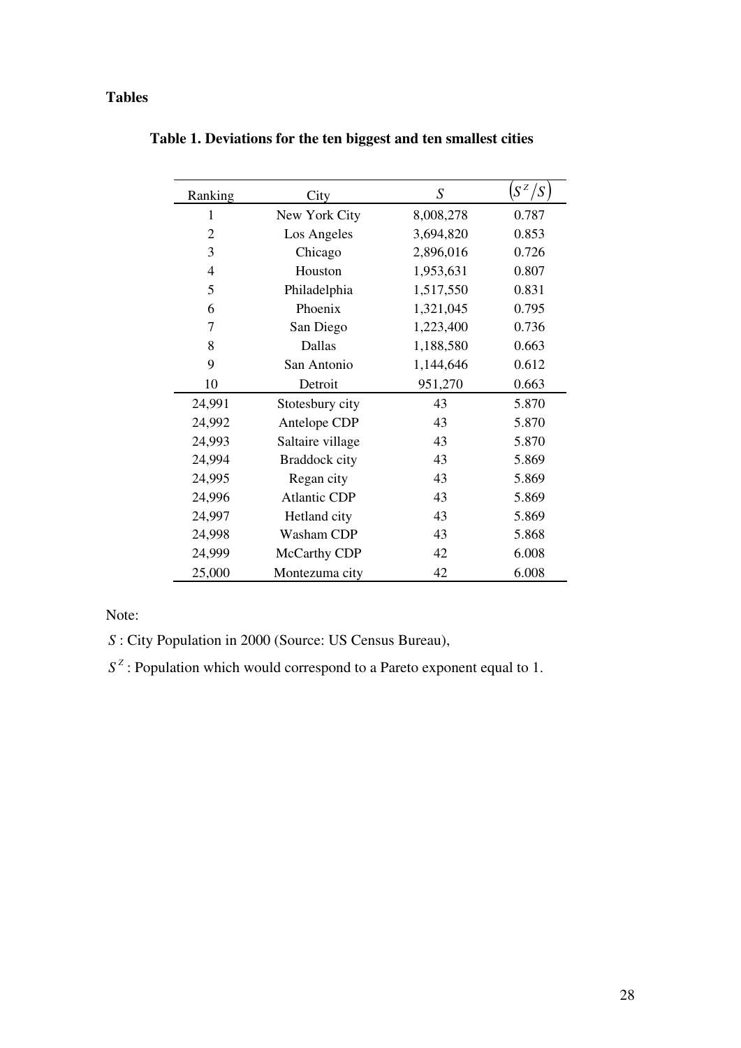**Tables**

**Table 1. Deviations for the ten biggest and ten smallest cities**

| Ranking | City | $S$ | $\left(S^z/S\right)$ |
|---|---|---|---|
| 1 | New York City | 8,008,278 | 0.787 |
| 2 | Los Angeles | 3,694,820 | 0.853 |
| 3 | Chicago | 2,896,016 | 0.726 |
| 4 | Houston | 1,953,631 | 0.807 |
| 5 | Philadelphia | 1,517,550 | 0.831 |
| 6 | Phoenix | 1,321,045 | 0.795 |
| 7 | San Diego | 1,223,400 | 0.736 |
| 8 | Dallas | 1,188,580 | 0.663 |
| 9 | San Antonio | 1,144,646 | 0.612 |
| 10 | Detroit | 951,270 | 0.663 |
| 24,991 | Stotesbury city | 43 | 5.870 |
| 24,992 | Antelope CDP | 43 | 5.870 |
| 24,993 | Saltaire village | 43 | 5.870 |
| 24,994 | Braddock city | 43 | 5.869 |
| 24,995 | Regan city | 43 | 5.869 |
| 24,996 | Atlantic CDP | 43 | 5.869 |
| 24,997 | Hetland city | 43 | 5.869 |
| 24,998 | Washam CDP | 43 | 5.868 |
| 24,999 | McCarthy CDP | 42 | 6.008 |
| 25,000 | Montezuma city | 42 | 6.008 |

Note:

$S$ : City Population in 2000 (Source: US Census Bureau),

$S^z$ : Population which would correspond to a Pareto exponent equal to 1.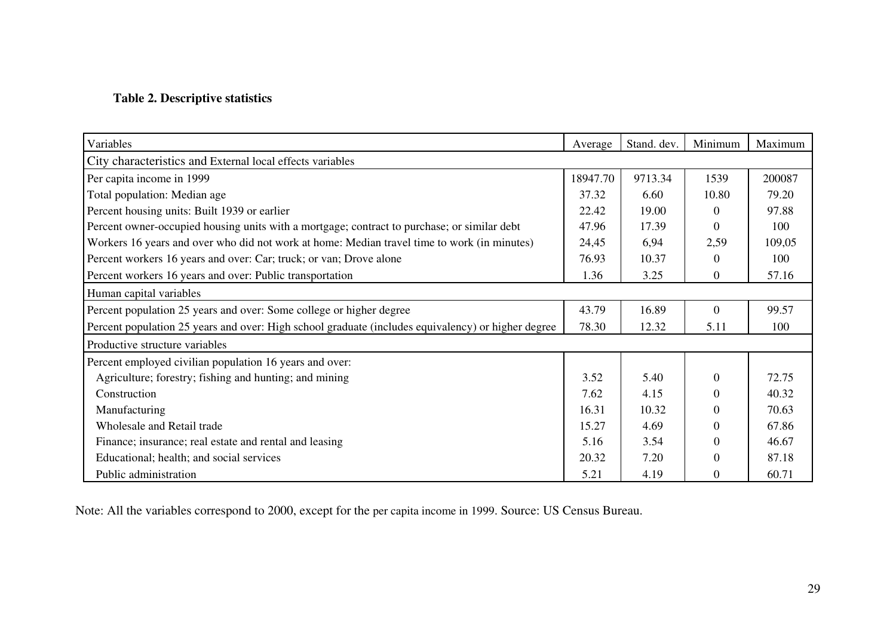**Table 2. Descriptive statistics**

| Variables | Average | Stand. dev. | Minimum | Maximum |
|---|---|---|---|---|
| City characteristics and External local effects variables | | | | |
| Per capita income in 1999 | 18947.70 | 9713.34 | 1539 | 200087 |
| Total population: Median age | 37.32 | 6.60 | 10.80 | 79.20 |
| Percent housing units: Built 1939 or earlier | 22.42 | 19.00 | 0 | 97.88 |
| Percent owner-occupied housing units with a mortgage; contract to purchase; or similar debt | 47.96 | 17.39 | 0 | 100 |
| Workers 16 years and over who did not work at home: Median travel time to work (in minutes) | 24,45 | 6,94 | 2,59 | 109,05 |
| Percent workers 16 years and over: Car; truck; or van; Drove alone | 76.93 | 10.37 | 0 | 100 |
| Percent workers 16 years and over: Public transportation | 1.36 | 3.25 | 0 | 57.16 |
| Human capital variables | | | | |
| Percent population 25 years and over: Some college or higher degree | 43.79 | 16.89 | 0 | 99.57 |
| Percent population 25 years and over: High school graduate (includes equivalency) or higher degree | 78.30 | 12.32 | 5.11 | 100 |
| Productive structure variables | | | | |
| Percent employed civilian population 16 years and over: | | | | |
| Agriculture; forestry; fishing and hunting; and mining | 3.52 | 5.40 | 0 | 72.75 |
| Construction | 7.62 | 4.15 | 0 | 40.32 |
| Manufacturing | 16.31 | 10.32 | 0 | 70.63 |
| Wholesale and Retail trade | 15.27 | 4.69 | 0 | 67.86 |
| Finance; insurance; real estate and rental and leasing | 5.16 | 3.54 | 0 | 46.67 |
| Educational; health; and social services | 20.32 | 7.20 | 0 | 87.18 |
| Public administration | 5.21 | 4.19 | 0 | 60.71 |

Note: All the variables correspond to 2000, except for the per capita income in 1999. Source: US Census Bureau.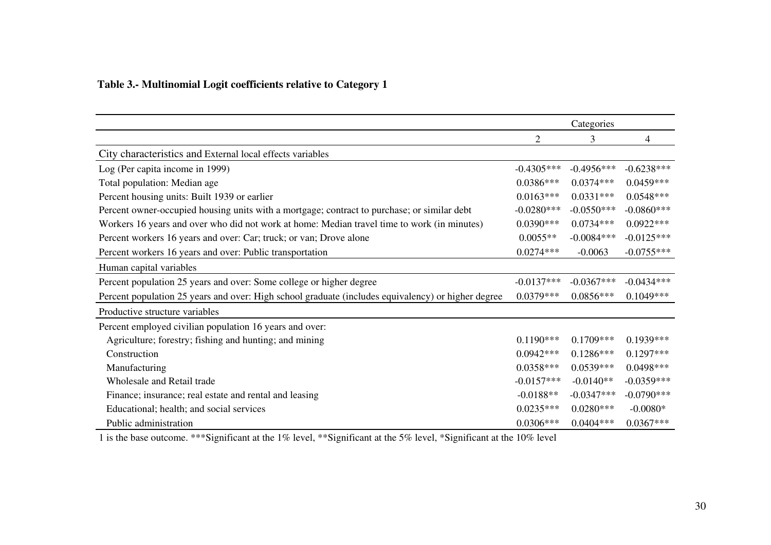**Table 3.- Multinomial Logit coefficients relative to Category 1**

| | Categories | | |
|---|---|---|---|
| | 2 | 3 | 4 |
| City characteristics and External local effects variables | | | |
| Log (Per capita income in 1999) | -0.4305*** | -0.4956*** | -0.6238*** |
| Total population: Median age | 0.0386*** | 0.0374*** | 0.0459*** |
| Percent housing units: Built 1939 or earlier | 0.0163*** | 0.0331*** | 0.0548*** |
| Percent owner-occupied housing units with a mortgage; contract to purchase; or similar debt | -0.0280*** | -0.0550*** | -0.0860*** |
| Workers 16 years and over who did not work at home: Median travel time to work (in minutes) | 0.0390*** | 0.0734*** | 0.0922*** |
| Percent workers 16 years and over: Car; truck; or van; Drove alone | 0.0055** | -0.0084*** | -0.0125*** |
| Percent workers 16 years and over: Public transportation | 0.0274*** | -0.0063 | -0.0755*** |
| Human capital variables | | | |
| Percent population 25 years and over: Some college or higher degree | -0.0137*** | -0.0367*** | -0.0434*** |
| Percent population 25 years and over: High school graduate (includes equivalency) or higher degree | 0.0379*** | 0.0856*** | 0.1049*** |
| Productive structure variables | | | |
| Percent employed civilian population 16 years and over: | | | |
| Agriculture; forestry; fishing and hunting; and mining | 0.1190*** | 0.1709*** | 0.1939*** |
| Construction | 0.0942*** | 0.1286*** | 0.1297*** |
| Manufacturing | 0.0358*** | 0.0539*** | 0.0498*** |
| Wholesale and Retail trade | -0.0157*** | -0.0140** | -0.0359*** |
| Finance; insurance; real estate and rental and leasing | -0.0188** | -0.0347*** | -0.0790*** |
| Educational; health; and social services | 0.0235*** | 0.0280*** | -0.0080* |
| Public administration | 0.0306*** | 0.0404*** | 0.0367*** |

1 is the base outcome. ***Significant at the 1% level, **Significant at the 5% level, *Significant at the 10% level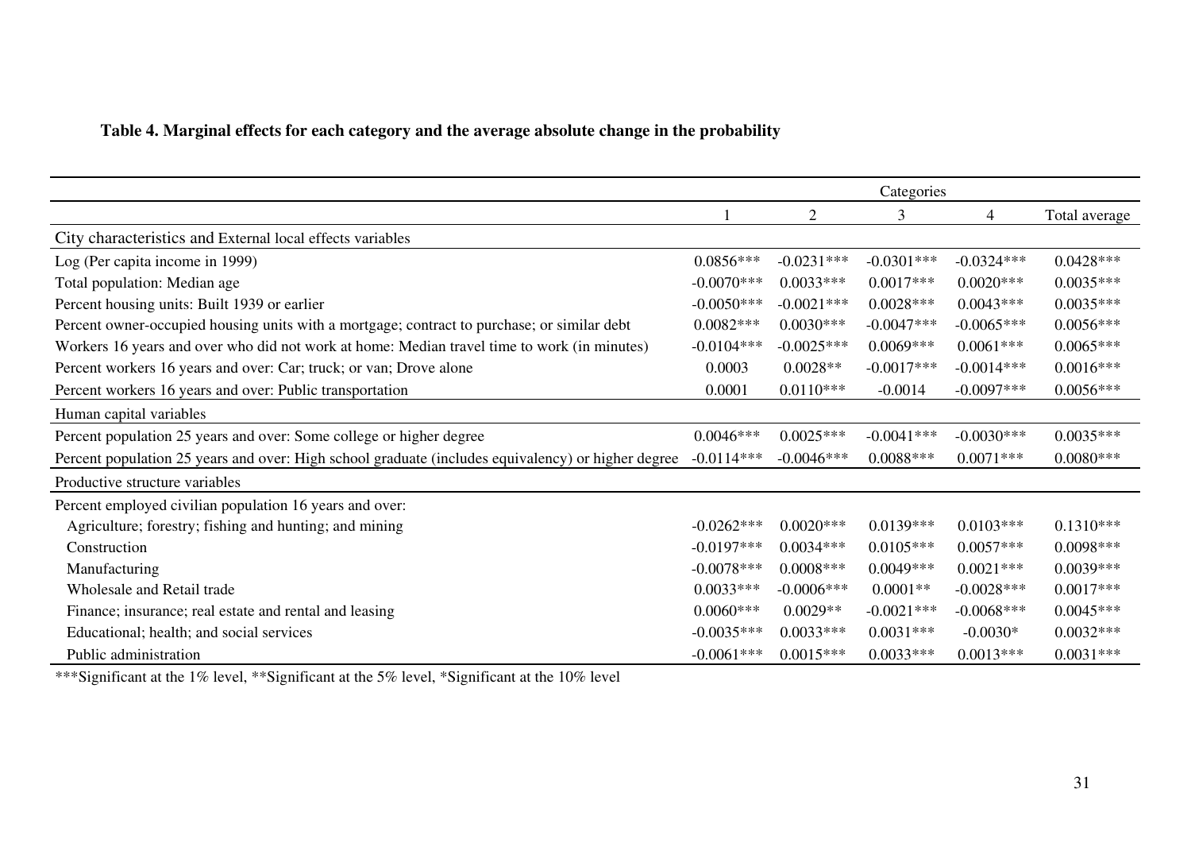**Table 4. Marginal effects for each category and the average absolute change in the probability**

| | Categories | | | | |
|---|---|---|---|---|---|
| | 1 | 2 | 3 | 4 | Total average |
| City characteristics and External local effects variables | | | | | |
| Log (Per capita income in 1999) | 0.0856*** | -0.0231*** | -0.0301*** | -0.0324*** | 0.0428*** |
| Total population: Median age | -0.0070*** | 0.0033*** | 0.0017*** | 0.0020*** | 0.0035*** |
| Percent housing units: Built 1939 or earlier | -0.0050*** | -0.0021*** | 0.0028*** | 0.0043*** | 0.0035*** |
| Percent owner-occupied housing units with a mortgage; contract to purchase; or similar debt | 0.0082*** | 0.0030*** | -0.0047*** | -0.0065*** | 0.0056*** |
| Workers 16 years and over who did not work at home: Median travel time to work (in minutes) | -0.0104*** | -0.0025*** | 0.0069*** | 0.0061*** | 0.0065*** |
| Percent workers 16 years and over: Car; truck; or van; Drove alone | 0.0003 | 0.0028** | -0.0017*** | -0.0014*** | 0.0016*** |
| Percent workers 16 years and over: Public transportation | 0.0001 | 0.0110*** | -0.0014 | -0.0097*** | 0.0056*** |
| Human capital variables | | | | | |
| Percent population 25 years and over: Some college or higher degree | 0.0046*** | 0.0025*** | -0.0041*** | -0.0030*** | 0.0035*** |
| Percent population 25 years and over: High school graduate (includes equivalency) or higher degree | -0.0114*** | -0.0046*** | 0.0088*** | 0.0071*** | 0.0080*** |
| Productive structure variables | | | | | |
| Percent employed civilian population 16 years and over: | | | | | |
| Agriculture; forestry; fishing and hunting; and mining | -0.0262*** | 0.0020*** | 0.0139*** | 0.0103*** | 0.1310*** |
| Construction | -0.0197*** | 0.0034*** | 0.0105*** | 0.0057*** | 0.0098*** |
| Manufacturing | -0.0078*** | 0.0008*** | 0.0049*** | 0.0021*** | 0.0039*** |
| Wholesale and Retail trade | 0.0033*** | -0.0006*** | 0.0001** | -0.0028*** | 0.0017*** |
| Finance; insurance; real estate and rental and leasing | 0.0060*** | 0.0029** | -0.0021*** | -0.0068*** | 0.0045*** |
| Educational; health; and social services | -0.0035*** | 0.0033*** | 0.0031*** | -0.0030* | 0.0032*** |
| Public administration | -0.0061*** | 0.0015*** | 0.0033*** | 0.0013*** | 0.0031*** |

***Significant at the 1% level, **Significant at the 5% level, *Significant at the 10% level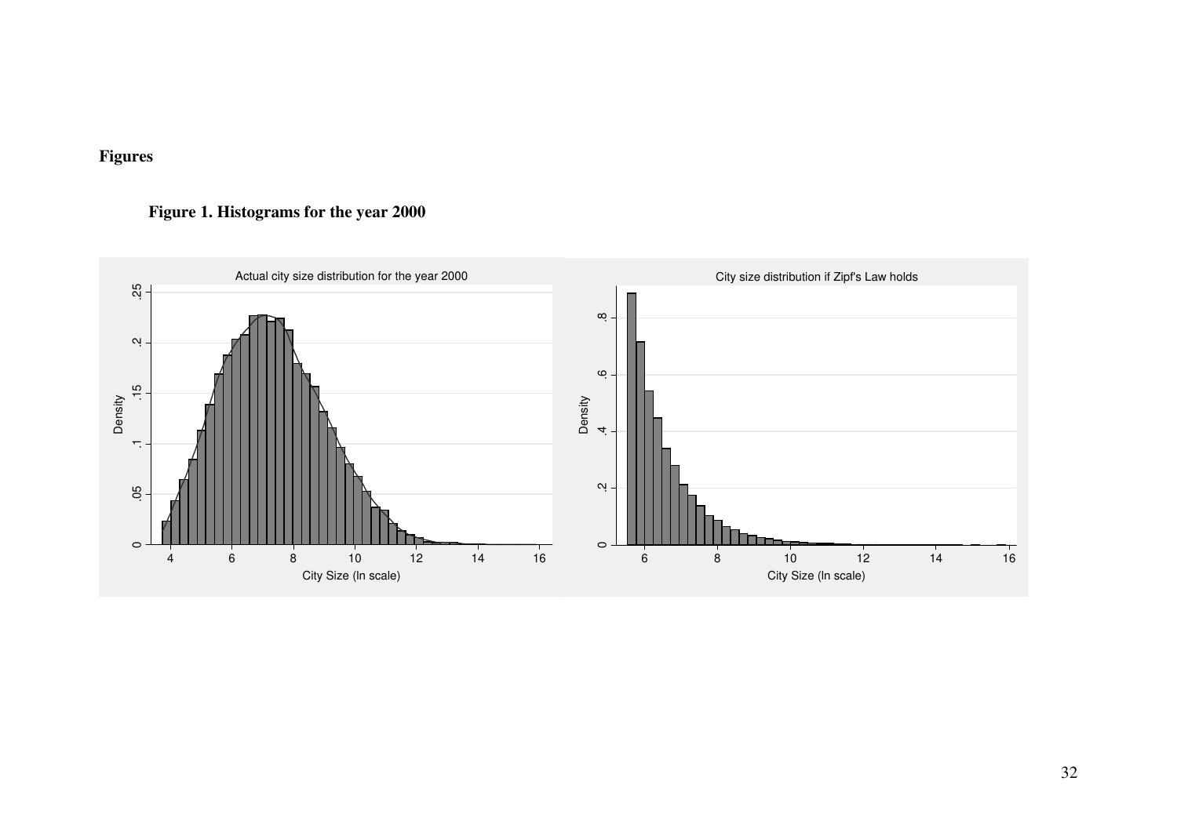**Figures**

**Figure 1. Histograms for the year 2000**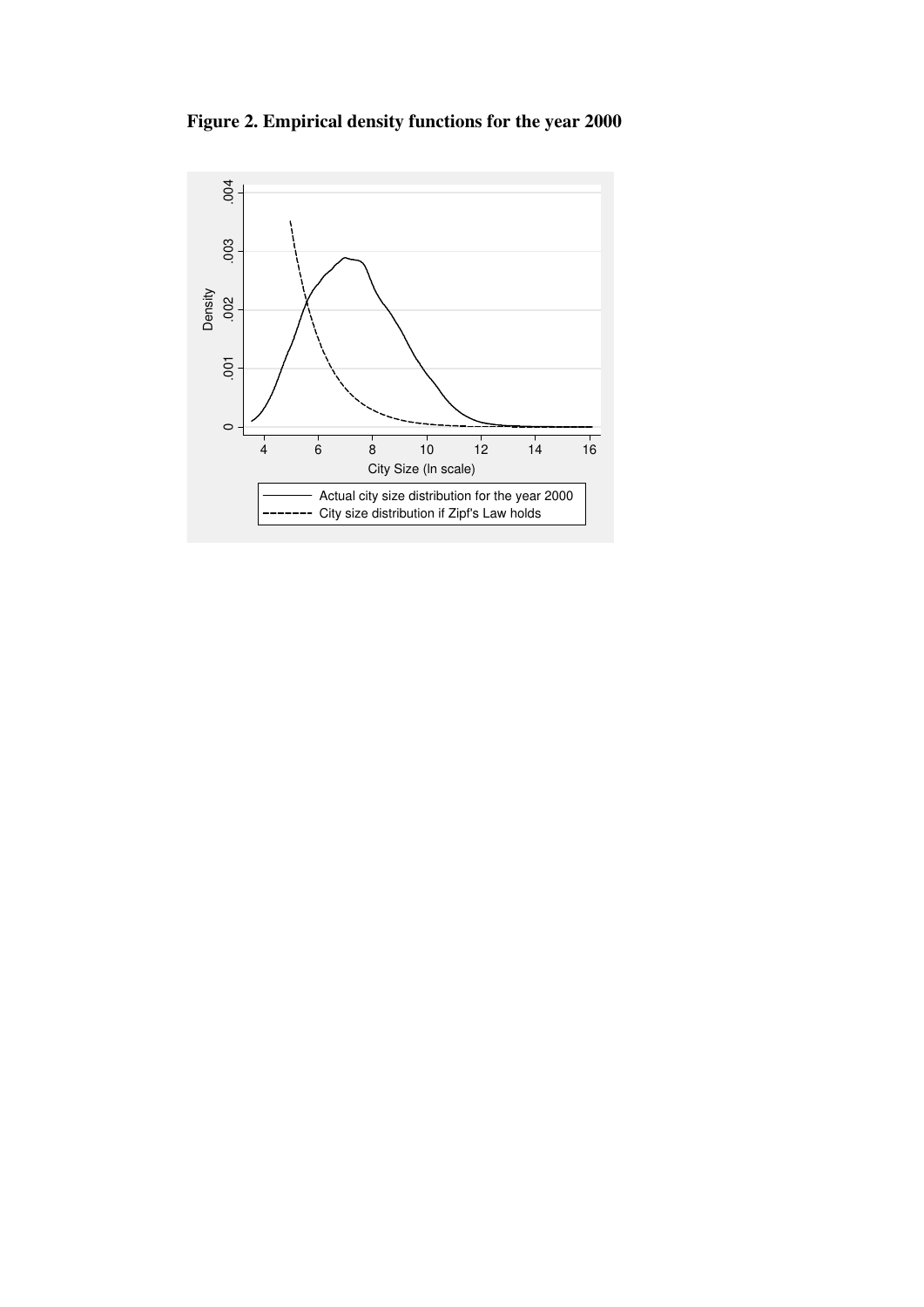**Figure 2. Empirical density functions for the year 2000**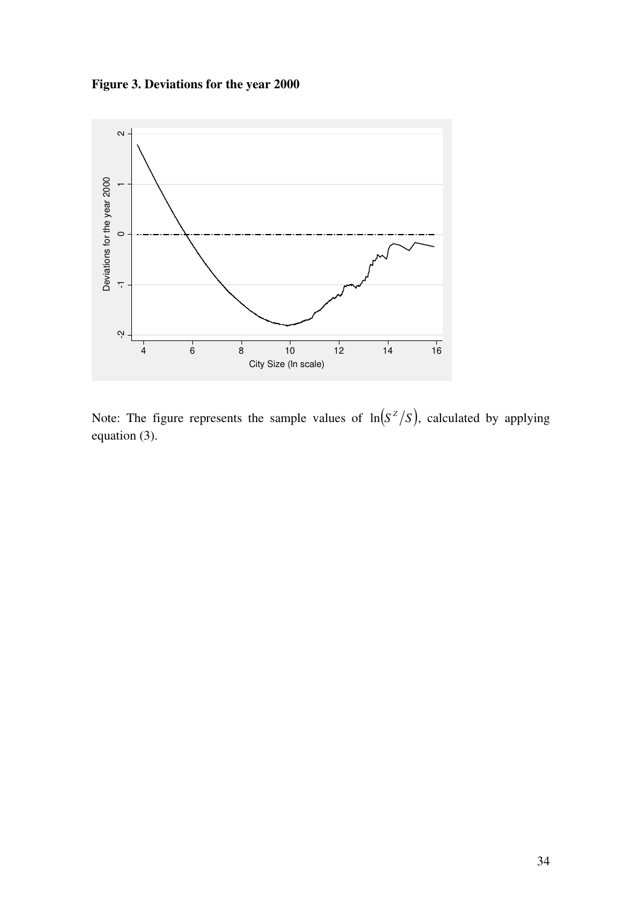**Figure 3. Deviations for the year 2000**

Note: The figure represents the sample values of $\ln\left(S^{z}/S\right)$, calculated by applying equation (3).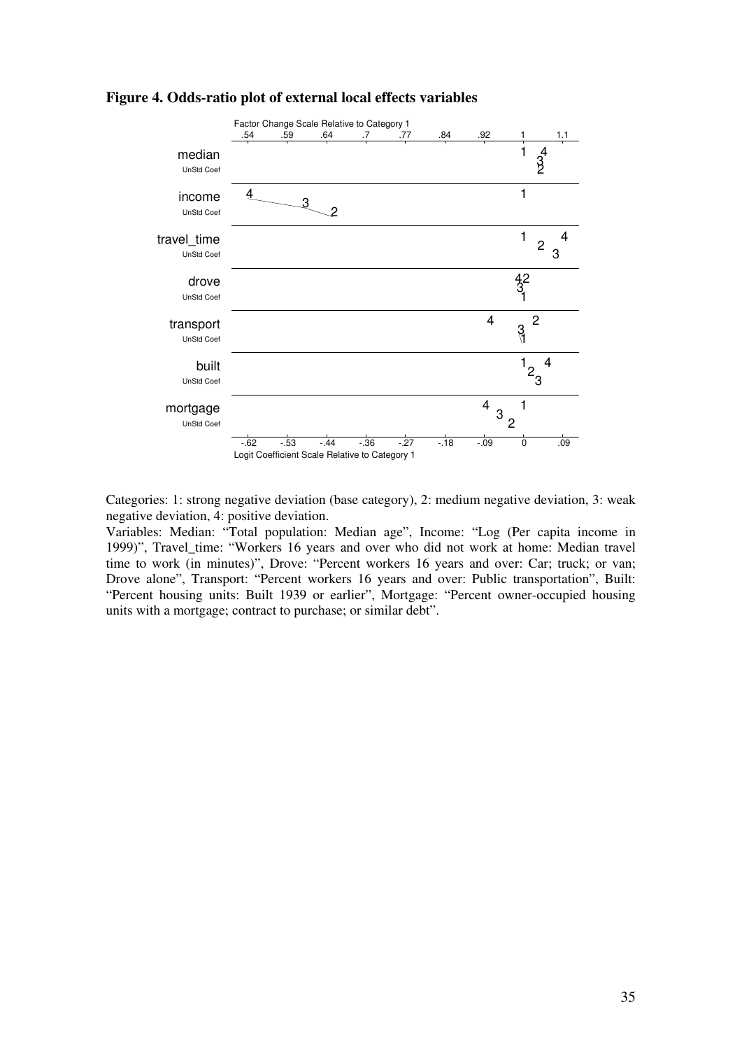**Figure 4. Odds-ratio plot of external local effects variables**

Factor Change Scale Relative to Category 1

.54 .59 .64 .7 .77 .84 .92 1 1.1

median
UnStd Coef

income
UnStd Coef

travel_time
UnStd Coef

drove
UnStd Coef

transport
UnStd Coef

built
UnStd Coef

mortgage
UnStd Coef

-.62 -.53 -.44 -.36 -.27 -.18 -.09 0 .09

Logit Coefficient Scale Relative to Category 1

Categories: 1: strong negative deviation (base category), 2: medium negative deviation, 3: weak negative deviation, 4: positive deviation.

Variables: Median: "Total population: Median age", Income: "Log (Per capita income in 1999)", Travel_time: "Workers 16 years and over who did not work at home: Median travel time to work (in minutes)", Drove: "Percent workers 16 years and over: Car; truck; or van; Drove alone", Transport: "Percent workers 16 years and over: Public transportation", Built: "Percent housing units: Built 1939 or earlier", Mortgage: "Percent owner-occupied housing units with a mortgage; contract to purchase; or similar debt".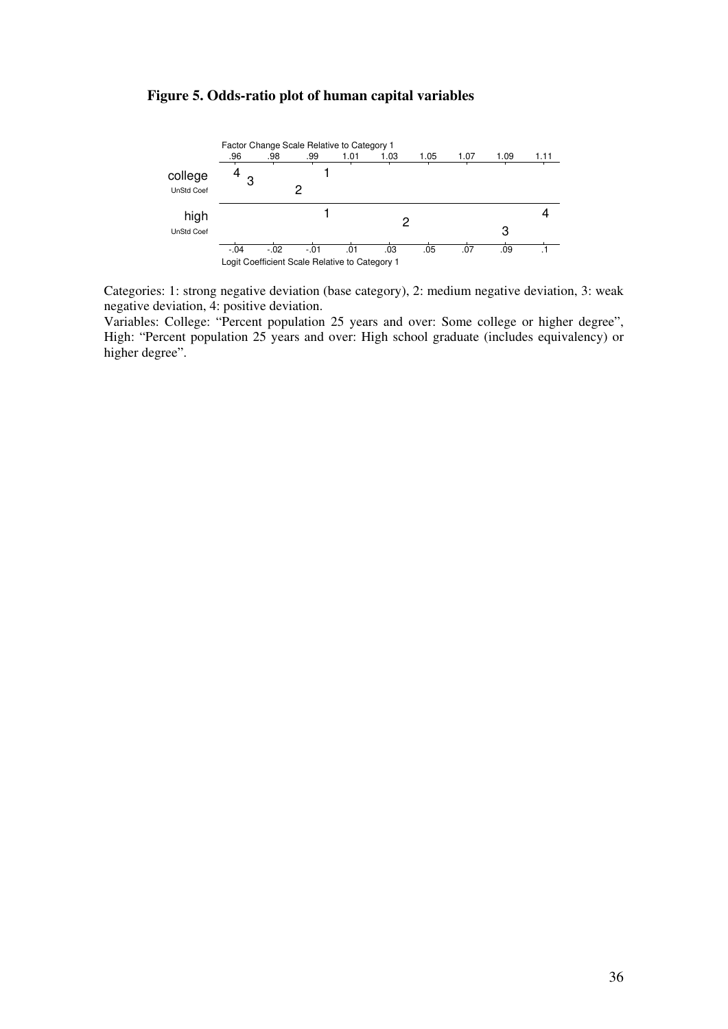**Figure 5. Odds-ratio plot of human capital variables**

Categories: 1: strong negative deviation (base category), 2: medium negative deviation, 3: weak negative deviation, 4: positive deviation.

Variables: College: "Percent population 25 years and over: Some college or higher degree", High: "Percent population 25 years and over: High school graduate (includes equivalency) or higher degree".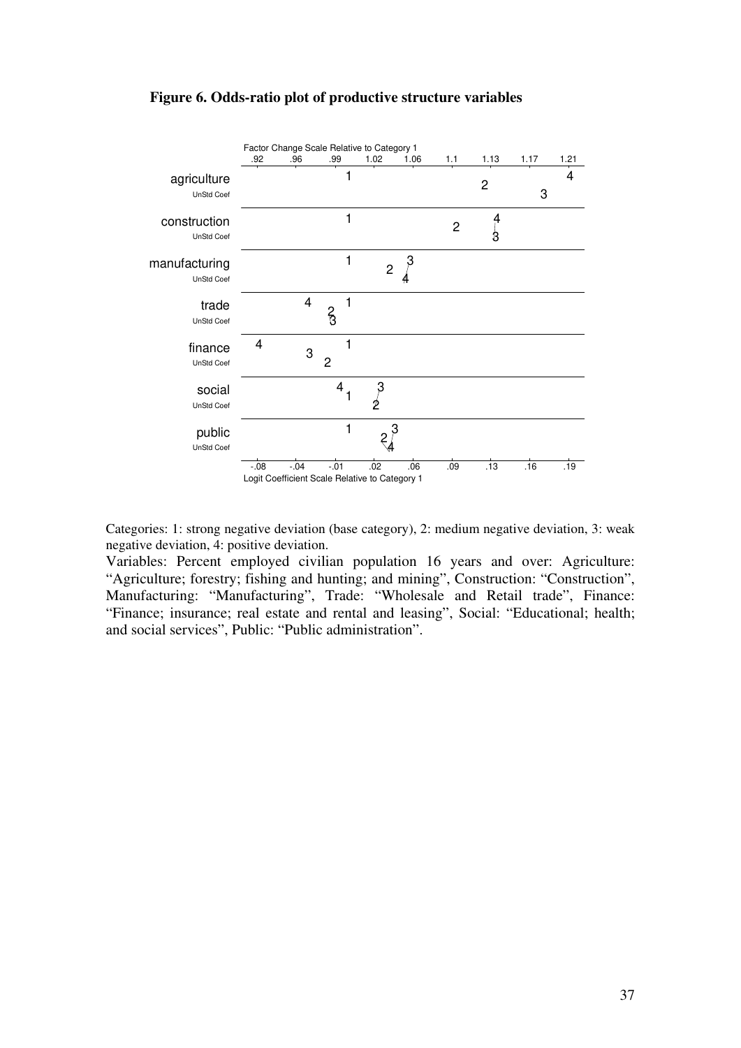**Figure 6. Odds-ratio plot of productive structure variables**

Factor Change Scale Relative to Category 1

.92 .96 .99 1.02 1.06 1.1 1.13 1.17 1.21

agriculture
UnStd Coef

construction
UnStd Coef

manufacturing
UnStd Coef

trade
UnStd Coef

finance
UnStd Coef

social
UnStd Coef

public
UnStd Coef

-.08 -.04 -.01 .02 .06 .09 .13 .16 .19

Logit Coefficient Scale Relative to Category 1

Categories: 1: strong negative deviation (base category), 2: medium negative deviation, 3: weak negative deviation, 4: positive deviation.

Variables: Percent employed civilian population 16 years and over: Agriculture: "Agriculture; forestry; fishing and hunting; and mining", Construction: "Construction", Manufacturing: "Manufacturing", Trade: "Wholesale and Retail trade", Finance: "Finance; insurance; real estate and rental and leasing", Social: "Educational; health; and social services", Public: "Public administration".